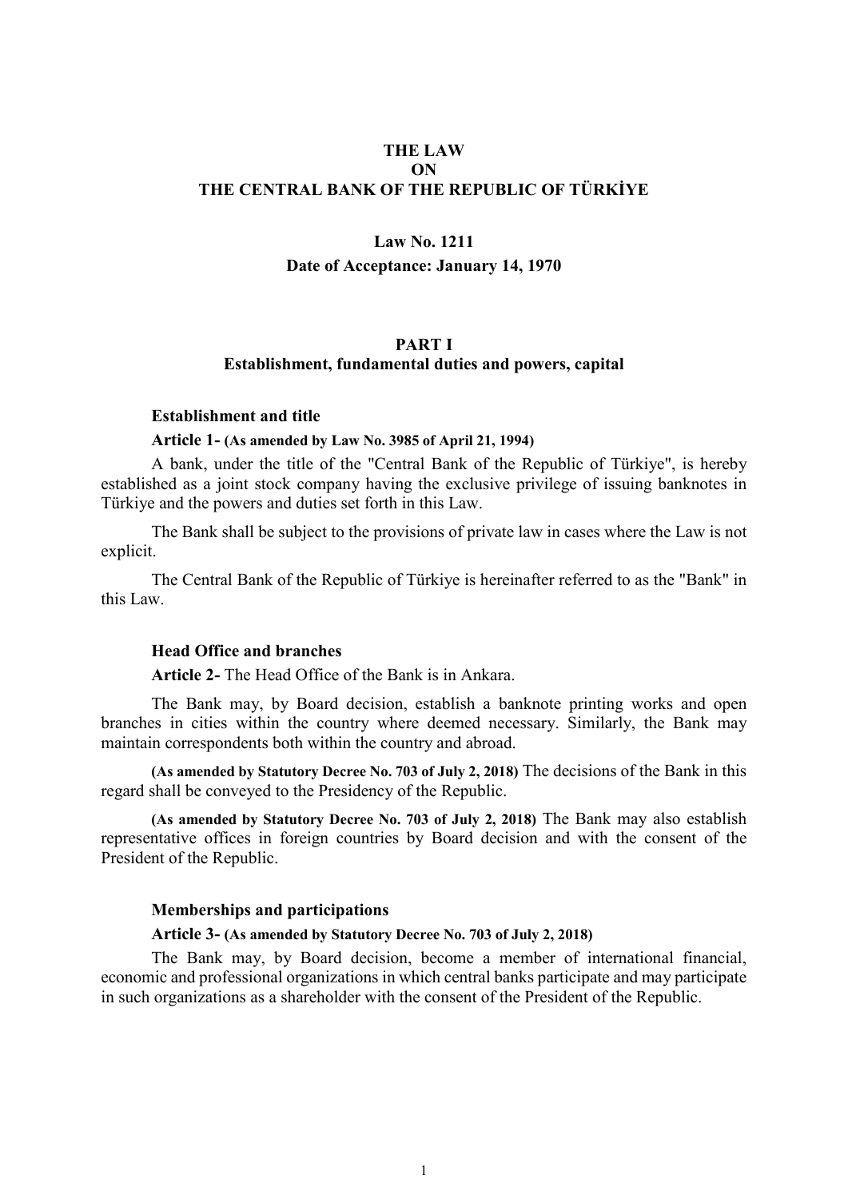# THE LAW ON THE CENTRAL BANK OF THE REPUBLIC OF TÜRKİYE

**Law No. 1211**

**Date of Acceptance: January 14, 1970**

## PART I
## Establishment, fundamental duties and powers, capital

### Establishment and title

**Article 1- (As amended by Law No. 3985 of April 21, 1994)**

A bank, under the title of the "Central Bank of the Republic of Türkiye", is hereby established as a joint stock company having the exclusive privilege of issuing banknotes in Türkiye and the powers and duties set forth in this Law.

The Bank shall be subject to the provisions of private law in cases where the Law is not explicit.

The Central Bank of the Republic of Türkiye is hereinafter referred to as the "Bank" in this Law.

### Head Office and branches

**Article 2-** The Head Office of the Bank is in Ankara.

The Bank may, by Board decision, establish a banknote printing works and open branches in cities within the country where deemed necessary. Similarly, the Bank may maintain correspondents both within the country and abroad.

**(As amended by Statutory Decree No. 703 of July 2, 2018)** The decisions of the Bank in this regard shall be conveyed to the Presidency of the Republic.

**(As amended by Statutory Decree No. 703 of July 2, 2018)** The Bank may also establish representative offices in foreign countries by Board decision and with the consent of the President of the Republic.

### Memberships and participations

**Article 3- (As amended by Statutory Decree No. 703 of July 2, 2018)**

The Bank may, by Board decision, become a member of international financial, economic and professional organizations in which central banks participate and may participate in such organizations as a shareholder with the consent of the President of the Republic.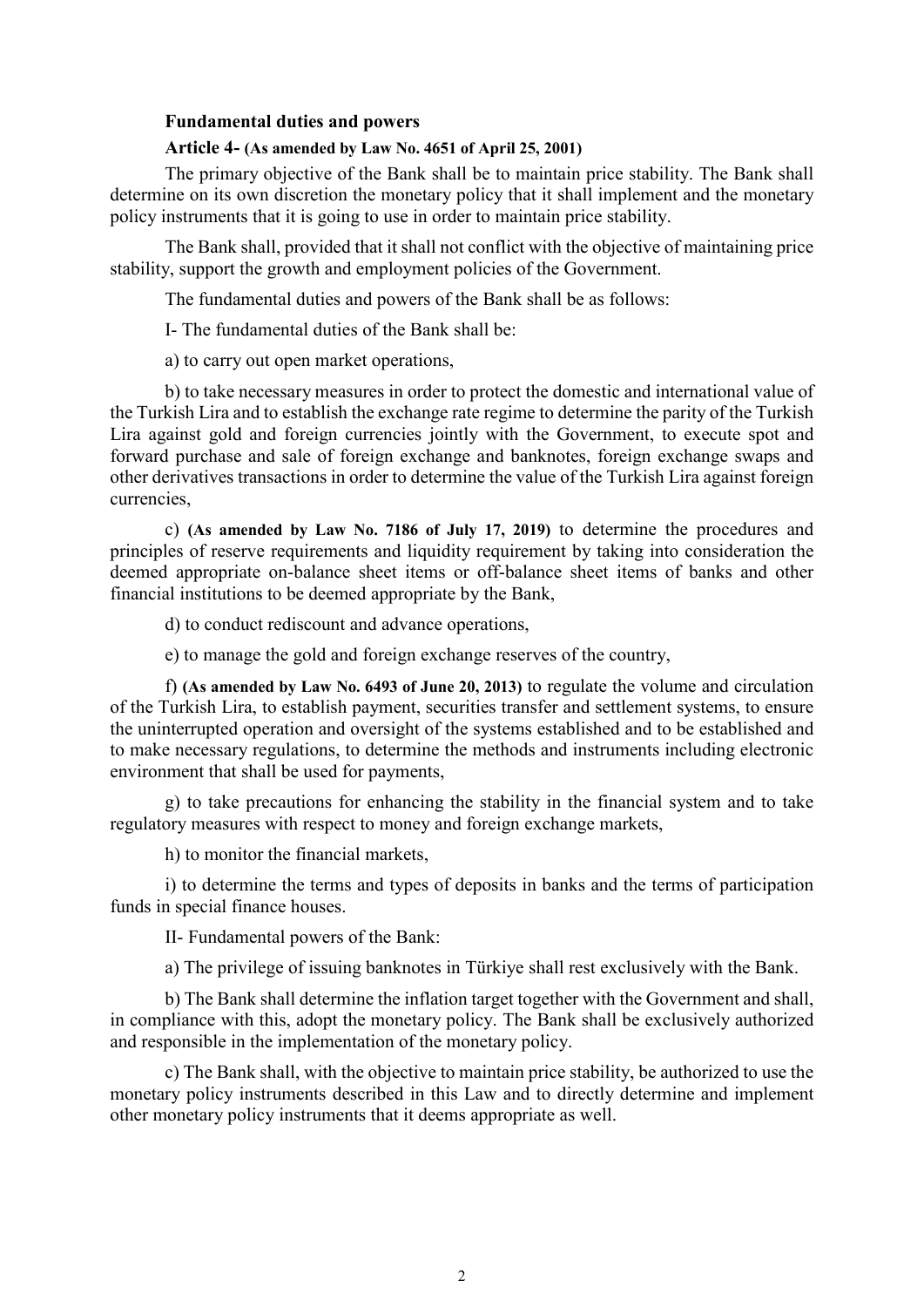**Fundamental duties and powers**

**Article 4- (As amended by Law No. 4651 of April 25, 2001)**

The primary objective of the Bank shall be to maintain price stability. The Bank shall determine on its own discretion the monetary policy that it shall implement and the monetary policy instruments that it is going to use in order to maintain price stability.

The Bank shall, provided that it shall not conflict with the objective of maintaining price stability, support the growth and employment policies of the Government.

The fundamental duties and powers of the Bank shall be as follows:

I- The fundamental duties of the Bank shall be:

a) to carry out open market operations,

b) to take necessary measures in order to protect the domestic and international value of the Turkish Lira and to establish the exchange rate regime to determine the parity of the Turkish Lira against gold and foreign currencies jointly with the Government, to execute spot and forward purchase and sale of foreign exchange and banknotes, foreign exchange swaps and other derivatives transactions in order to determine the value of the Turkish Lira against foreign currencies,

c) **(As amended by Law No. 7186 of July 17, 2019)** to determine the procedures and principles of reserve requirements and liquidity requirement by taking into consideration the deemed appropriate on-balance sheet items or off-balance sheet items of banks and other financial institutions to be deemed appropriate by the Bank,

d) to conduct rediscount and advance operations,

e) to manage the gold and foreign exchange reserves of the country,

f) **(As amended by Law No. 6493 of June 20, 2013)** to regulate the volume and circulation of the Turkish Lira, to establish payment, securities transfer and settlement systems, to ensure the uninterrupted operation and oversight of the systems established and to be established and to make necessary regulations, to determine the methods and instruments including electronic environment that shall be used for payments,

g) to take precautions for enhancing the stability in the financial system and to take regulatory measures with respect to money and foreign exchange markets,

h) to monitor the financial markets,

i) to determine the terms and types of deposits in banks and the terms of participation funds in special finance houses.

II- Fundamental powers of the Bank:

a) The privilege of issuing banknotes in Türkiye shall rest exclusively with the Bank.

b) The Bank shall determine the inflation target together with the Government and shall, in compliance with this, adopt the monetary policy. The Bank shall be exclusively authorized and responsible in the implementation of the monetary policy.

c) The Bank shall, with the objective to maintain price stability, be authorized to use the monetary policy instruments described in this Law and to directly determine and implement other monetary policy instruments that it deems appropriate as well.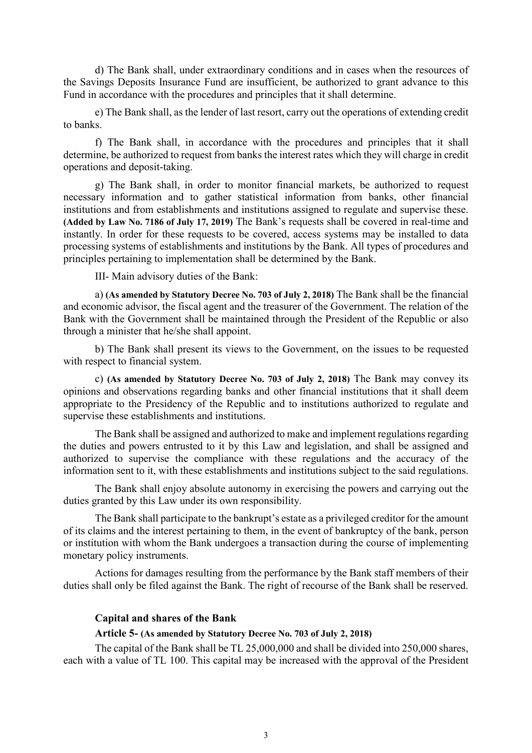d) The Bank shall, under extraordinary conditions and in cases when the resources of the Savings Deposits Insurance Fund are insufficient, be authorized to grant advance to this Fund in accordance with the procedures and principles that it shall determine.

e) The Bank shall, as the lender of last resort, carry out the operations of extending credit to banks.

f) The Bank shall, in accordance with the procedures and principles that it shall determine, be authorized to request from banks the interest rates which they will charge in credit operations and deposit-taking.

g) The Bank shall, in order to monitor financial markets, be authorized to request necessary information and to gather statistical information from banks, other financial institutions and from establishments and institutions assigned to regulate and supervise these. **(Added by Law No. 7186 of July 17, 2019)** The Bank's requests shall be covered in real-time and instantly. In order for these requests to be covered, access systems may be installed to data processing systems of establishments and institutions by the Bank. All types of procedures and principles pertaining to implementation shall be determined by the Bank.

III- Main advisory duties of the Bank:

a) **(As amended by Statutory Decree No. 703 of July 2, 2018)** The Bank shall be the financial and economic advisor, the fiscal agent and the treasurer of the Government. The relation of the Bank with the Government shall be maintained through the President of the Republic or also through a minister that he/she shall appoint.

b) The Bank shall present its views to the Government, on the issues to be requested with respect to financial system.

c) **(As amended by Statutory Decree No. 703 of July 2, 2018)** The Bank may convey its opinions and observations regarding banks and other financial institutions that it shall deem appropriate to the Presidency of the Republic and to institutions authorized to regulate and supervise these establishments and institutions.

The Bank shall be assigned and authorized to make and implement regulations regarding the duties and powers entrusted to it by this Law and legislation, and shall be assigned and authorized to supervise the compliance with these regulations and the accuracy of the information sent to it, with these establishments and institutions subject to the said regulations.

The Bank shall enjoy absolute autonomy in exercising the powers and carrying out the duties granted by this Law under its own responsibility.

The Bank shall participate to the bankrupt's estate as a privileged creditor for the amount of its claims and the interest pertaining to them, in the event of bankruptcy of the bank, person or institution with whom the Bank undergoes a transaction during the course of implementing monetary policy instruments.

Actions for damages resulting from the performance by the Bank staff members of their duties shall only be filed against the Bank. The right of recourse of the Bank shall be reserved.

### Capital and shares of the Bank

**Article 5- (As amended by Statutory Decree No. 703 of July 2, 2018)**

The capital of the Bank shall be TL 25,000,000 and shall be divided into 250,000 shares, each with a value of TL 100. This capital may be increased with the approval of the President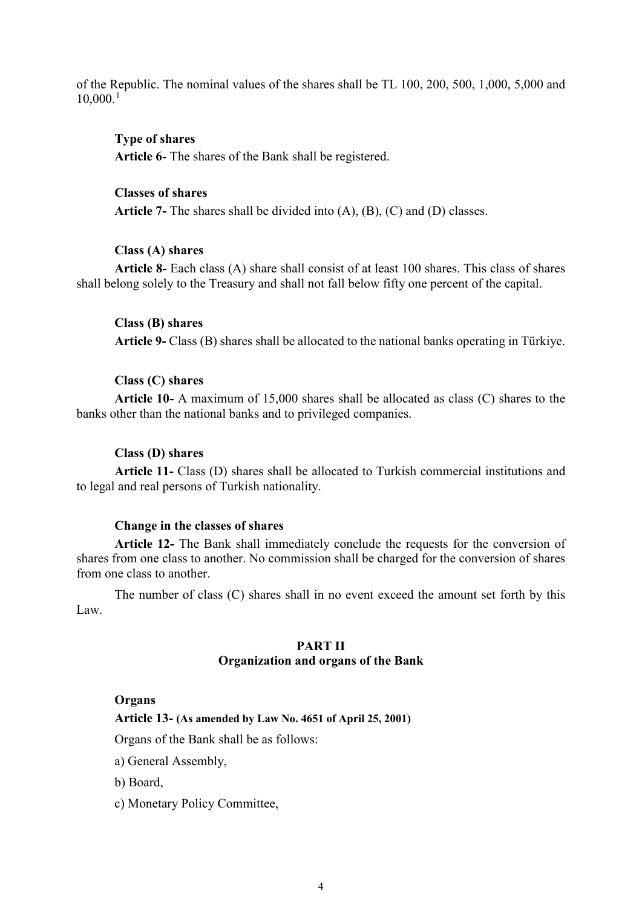of the Republic. The nominal values of the shares shall be TL 100, 200, 500, 1,000, 5,000 and 10,000.[1]

**Type of shares**

**Article 6-** The shares of the Bank shall be registered.

**Classes of shares**

**Article 7-** The shares shall be divided into (A), (B), (C) and (D) classes.

**Class (A) shares**

**Article 8-** Each class (A) share shall consist of at least 100 shares. This class of shares shall belong solely to the Treasury and shall not fall below fifty one percent of the capital.

**Class (B) shares**

**Article 9-** Class (B) shares shall be allocated to the national banks operating in Türkiye.

**Class (C) shares**

**Article 10-** A maximum of 15,000 shares shall be allocated as class (C) shares to the banks other than the national banks and to privileged companies.

**Class (D) shares**

**Article 11-** Class (D) shares shall be allocated to Turkish commercial institutions and to legal and real persons of Turkish nationality.

**Change in the classes of shares**

**Article 12-** The Bank shall immediately conclude the requests for the conversion of shares from one class to another. No commission shall be charged for the conversion of shares from one class to another.

The number of class (C) shares shall in no event exceed the amount set forth by this Law.

## PART II
## Organization and organs of the Bank

**Organs**

**Article 13- (As amended by Law No. 4651 of April 25, 2001)**

Organs of the Bank shall be as follows:

a) General Assembly,

b) Board,

c) Monetary Policy Committee,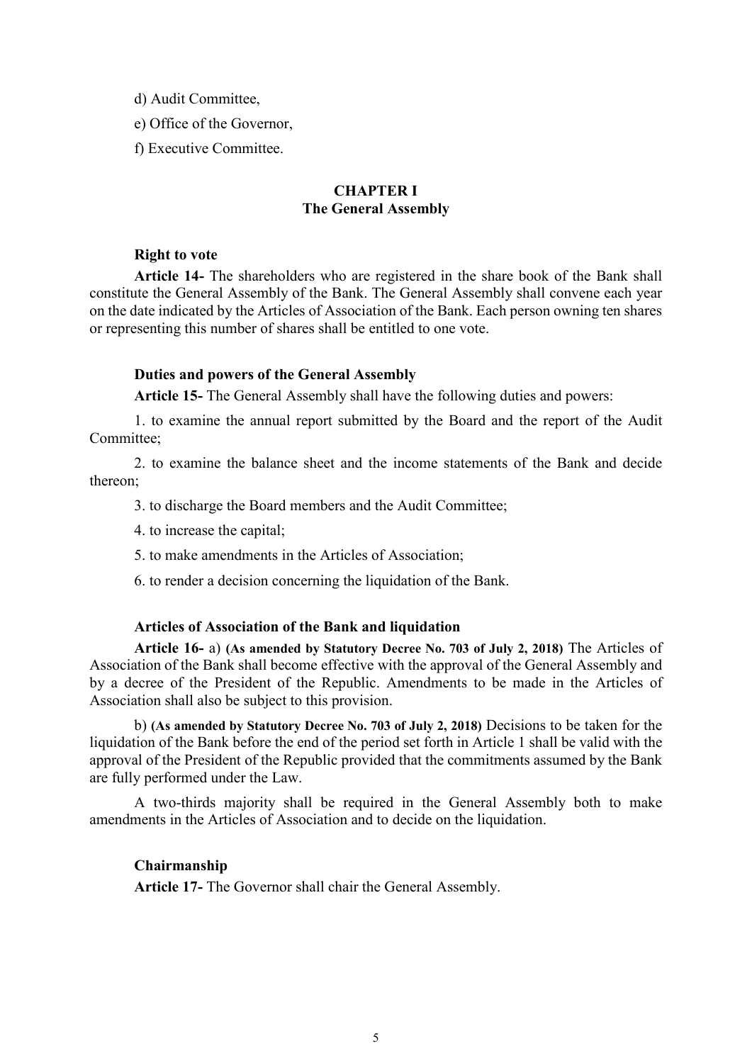d) Audit Committee,

e) Office of the Governor,

f) Executive Committee.

## CHAPTER I
## The General Assembly

**Right to vote**

**Article 14-** The shareholders who are registered in the share book of the Bank shall constitute the General Assembly of the Bank. The General Assembly shall convene each year on the date indicated by the Articles of Association of the Bank. Each person owning ten shares or representing this number of shares shall be entitled to one vote.

**Duties and powers of the General Assembly**

**Article 15-** The General Assembly shall have the following duties and powers:

1. to examine the annual report submitted by the Board and the report of the Audit Committee;

2. to examine the balance sheet and the income statements of the Bank and decide thereon;

3. to discharge the Board members and the Audit Committee;

4. to increase the capital;

5. to make amendments in the Articles of Association;

6. to render a decision concerning the liquidation of the Bank.

**Articles of Association of the Bank and liquidation**

**Article 16-** a) **(As amended by Statutory Decree No. 703 of July 2, 2018)** The Articles of Association of the Bank shall become effective with the approval of the General Assembly and by a decree of the President of the Republic. Amendments to be made in the Articles of Association shall also be subject to this provision.

b) **(As amended by Statutory Decree No. 703 of July 2, 2018)** Decisions to be taken for the liquidation of the Bank before the end of the period set forth in Article 1 shall be valid with the approval of the President of the Republic provided that the commitments assumed by the Bank are fully performed under the Law.

A two-thirds majority shall be required in the General Assembly both to make amendments in the Articles of Association and to decide on the liquidation.

**Chairmanship**

**Article 17-** The Governor shall chair the General Assembly.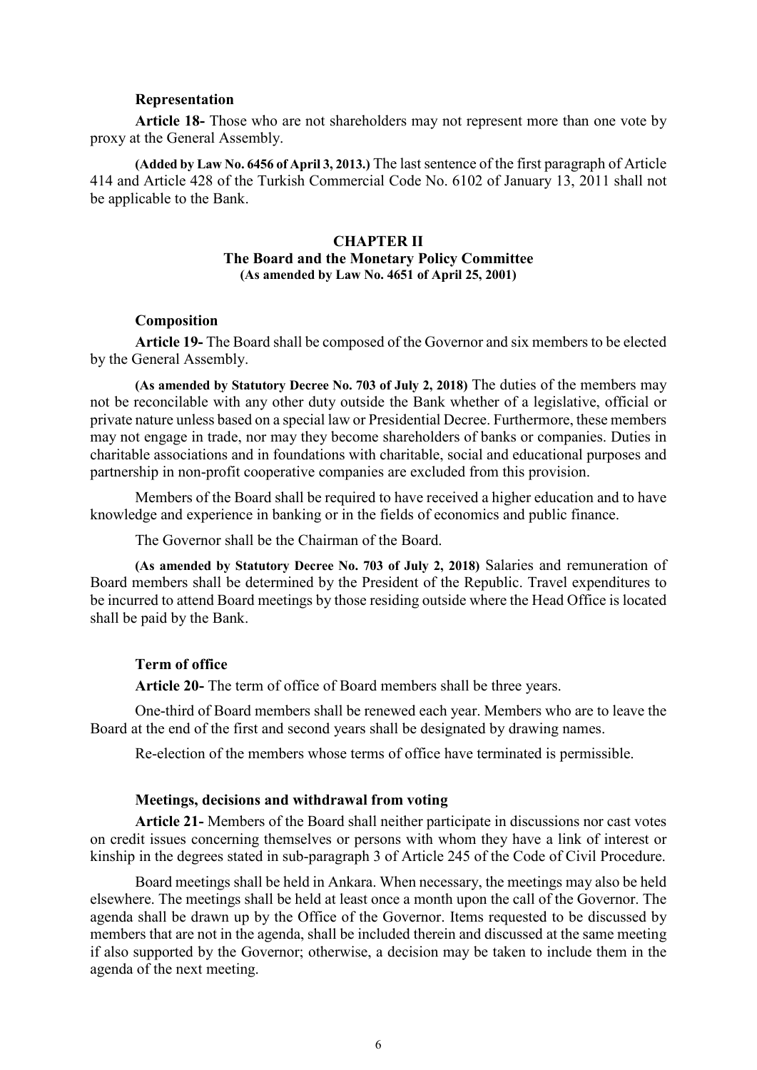### Representation

**Article 18-** Those who are not shareholders may not represent more than one vote by proxy at the General Assembly.

**(Added by Law No. 6456 of April 3, 2013.)** The last sentence of the first paragraph of Article 414 and Article 428 of the Turkish Commercial Code No. 6102 of January 13, 2011 shall not be applicable to the Bank.

## CHAPTER II
## The Board and the Monetary Policy Committee
**(As amended by Law No. 4651 of April 25, 2001)**

### Composition

**Article 19-** The Board shall be composed of the Governor and six members to be elected by the General Assembly.

**(As amended by Statutory Decree No. 703 of July 2, 2018)** The duties of the members may not be reconcilable with any other duty outside the Bank whether of a legislative, official or private nature unless based on a special law or Presidential Decree. Furthermore, these members may not engage in trade, nor may they become shareholders of banks or companies. Duties in charitable associations and in foundations with charitable, social and educational purposes and partnership in non-profit cooperative companies are excluded from this provision.

Members of the Board shall be required to have received a higher education and to have knowledge and experience in banking or in the fields of economics and public finance.

The Governor shall be the Chairman of the Board.

**(As amended by Statutory Decree No. 703 of July 2, 2018)** Salaries and remuneration of Board members shall be determined by the President of the Republic. Travel expenditures to be incurred to attend Board meetings by those residing outside where the Head Office is located shall be paid by the Bank.

### Term of office

**Article 20-** The term of office of Board members shall be three years.

One-third of Board members shall be renewed each year. Members who are to leave the Board at the end of the first and second years shall be designated by drawing names.

Re-election of the members whose terms of office have terminated is permissible.

### Meetings, decisions and withdrawal from voting

**Article 21-** Members of the Board shall neither participate in discussions nor cast votes on credit issues concerning themselves or persons with whom they have a link of interest or kinship in the degrees stated in sub-paragraph 3 of Article 245 of the Code of Civil Procedure.

Board meetings shall be held in Ankara. When necessary, the meetings may also be held elsewhere. The meetings shall be held at least once a month upon the call of the Governor. The agenda shall be drawn up by the Office of the Governor. Items requested to be discussed by members that are not in the agenda, shall be included therein and discussed at the same meeting if also supported by the Governor; otherwise, a decision may be taken to include them in the agenda of the next meeting.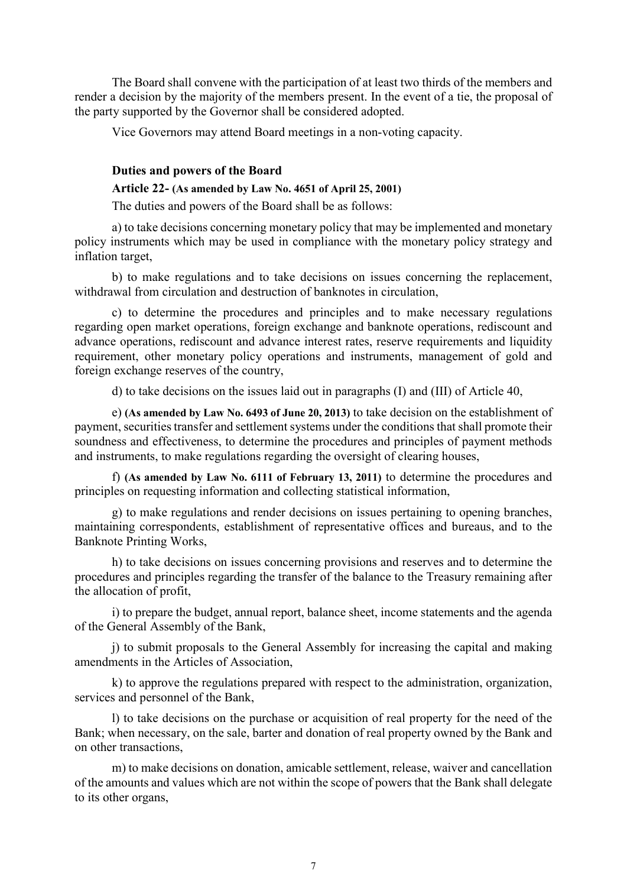The Board shall convene with the participation of at least two thirds of the members and render a decision by the majority of the members present. In the event of a tie, the proposal of the party supported by the Governor shall be considered adopted.

Vice Governors may attend Board meetings in a non-voting capacity.

### Duties and powers of the Board

**Article 22- (As amended by Law No. 4651 of April 25, 2001)**

The duties and powers of the Board shall be as follows:

a) to take decisions concerning monetary policy that may be implemented and monetary policy instruments which may be used in compliance with the monetary policy strategy and inflation target,

b) to make regulations and to take decisions on issues concerning the replacement, withdrawal from circulation and destruction of banknotes in circulation,

c) to determine the procedures and principles and to make necessary regulations regarding open market operations, foreign exchange and banknote operations, rediscount and advance operations, rediscount and advance interest rates, reserve requirements and liquidity requirement, other monetary policy operations and instruments, management of gold and foreign exchange reserves of the country,

d) to take decisions on the issues laid out in paragraphs (I) and (III) of Article 40,

e) **(As amended by Law No. 6493 of June 20, 2013)** to take decision on the establishment of payment, securities transfer and settlement systems under the conditions that shall promote their soundness and effectiveness, to determine the procedures and principles of payment methods and instruments, to make regulations regarding the oversight of clearing houses,

f) **(As amended by Law No. 6111 of February 13, 2011)** to determine the procedures and principles on requesting information and collecting statistical information,

g) to make regulations and render decisions on issues pertaining to opening branches, maintaining correspondents, establishment of representative offices and bureaus, and to the Banknote Printing Works,

h) to take decisions on issues concerning provisions and reserves and to determine the procedures and principles regarding the transfer of the balance to the Treasury remaining after the allocation of profit,

i) to prepare the budget, annual report, balance sheet, income statements and the agenda of the General Assembly of the Bank,

j) to submit proposals to the General Assembly for increasing the capital and making amendments in the Articles of Association,

k) to approve the regulations prepared with respect to the administration, organization, services and personnel of the Bank,

l) to take decisions on the purchase or acquisition of real property for the need of the Bank; when necessary, on the sale, barter and donation of real property owned by the Bank and on other transactions,

m) to make decisions on donation, amicable settlement, release, waiver and cancellation of the amounts and values which are not within the scope of powers that the Bank shall delegate to its other organs,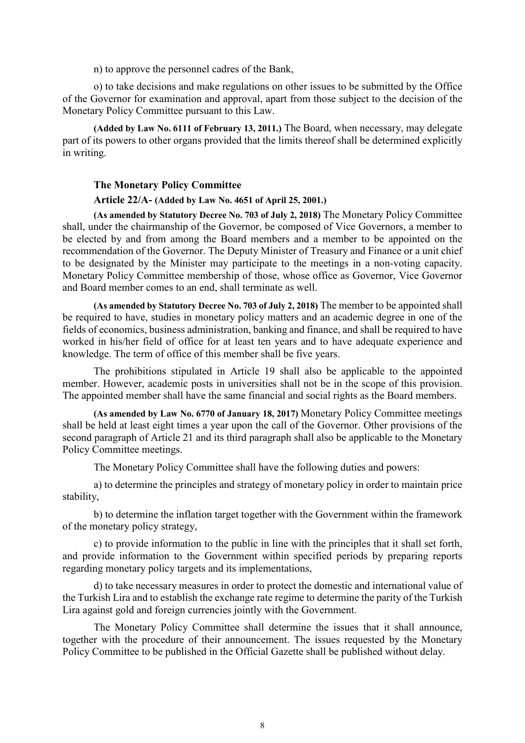n) to approve the personnel cadres of the Bank,

o) to take decisions and make regulations on other issues to be submitted by the Office of the Governor for examination and approval, apart from those subject to the decision of the Monetary Policy Committee pursuant to this Law.

**(Added by Law No. 6111 of February 13, 2011.)** The Board, when necessary, may delegate part of its powers to other organs provided that the limits thereof shall be determined explicitly in writing.

### The Monetary Policy Committee

**Article 22/A- (Added by Law No. 4651 of April 25, 2001.)**

**(As amended by Statutory Decree No. 703 of July 2, 2018)** The Monetary Policy Committee shall, under the chairmanship of the Governor, be composed of Vice Governors, a member to be elected by and from among the Board members and a member to be appointed on the recommendation of the Governor. The Deputy Minister of Treasury and Finance or a unit chief to be designated by the Minister may participate to the meetings in a non-voting capacity. Monetary Policy Committee membership of those, whose office as Governor, Vice Governor and Board member comes to an end, shall terminate as well.

**(As amended by Statutory Decree No. 703 of July 2, 2018)** The member to be appointed shall be required to have, studies in monetary policy matters and an academic degree in one of the fields of economics, business administration, banking and finance, and shall be required to have worked in his/her field of office for at least ten years and to have adequate experience and knowledge. The term of office of this member shall be five years.

The prohibitions stipulated in Article 19 shall also be applicable to the appointed member. However, academic posts in universities shall not be in the scope of this provision. The appointed member shall have the same financial and social rights as the Board members.

**(As amended by Law No. 6770 of January 18, 2017)** Monetary Policy Committee meetings shall be held at least eight times a year upon the call of the Governor. Other provisions of the second paragraph of Article 21 and its third paragraph shall also be applicable to the Monetary Policy Committee meetings.

The Monetary Policy Committee shall have the following duties and powers:

a) to determine the principles and strategy of monetary policy in order to maintain price stability,

b) to determine the inflation target together with the Government within the framework of the monetary policy strategy,

c) to provide information to the public in line with the principles that it shall set forth, and provide information to the Government within specified periods by preparing reports regarding monetary policy targets and its implementations,

d) to take necessary measures in order to protect the domestic and international value of the Turkish Lira and to establish the exchange rate regime to determine the parity of the Turkish Lira against gold and foreign currencies jointly with the Government.

The Monetary Policy Committee shall determine the issues that it shall announce, together with the procedure of their announcement. The issues requested by the Monetary Policy Committee to be published in the Official Gazette shall be published without delay.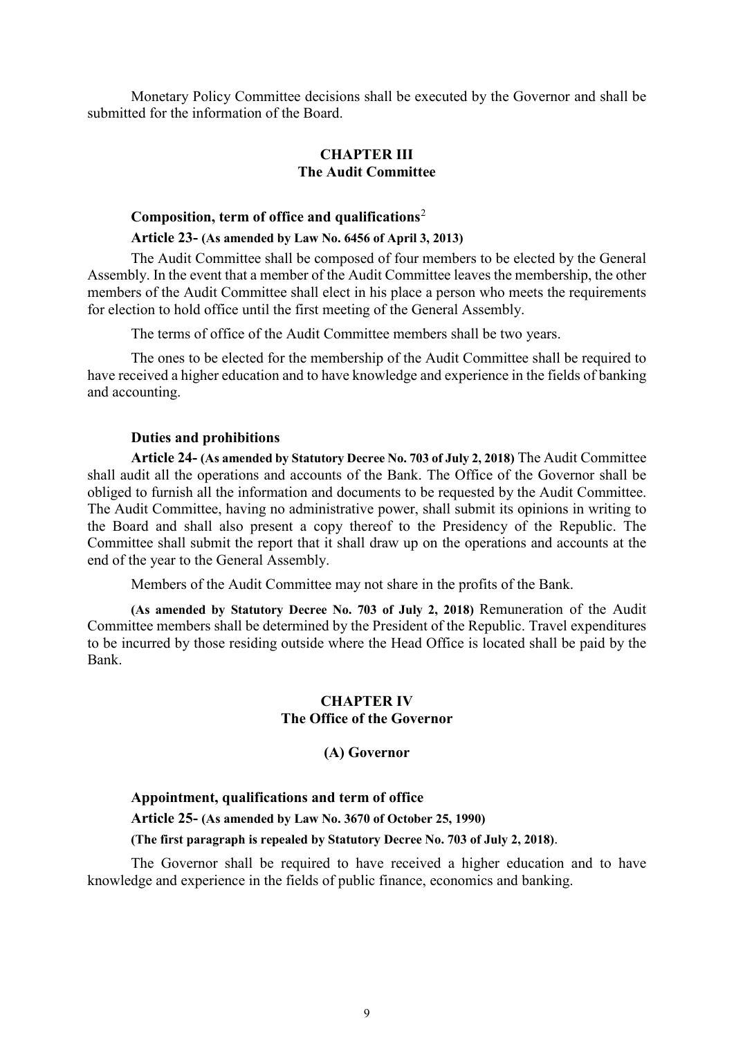Monetary Policy Committee decisions shall be executed by the Governor and shall be submitted for the information of the Board.

## CHAPTER III
## The Audit Committee

### Composition, term of office and qualifications[2]

**Article 23- (As amended by Law No. 6456 of April 3, 2013)**

The Audit Committee shall be composed of four members to be elected by the General Assembly. In the event that a member of the Audit Committee leaves the membership, the other members of the Audit Committee shall elect in his place a person who meets the requirements for election to hold office until the first meeting of the General Assembly.

The terms of office of the Audit Committee members shall be two years.

The ones to be elected for the membership of the Audit Committee shall be required to have received a higher education and to have knowledge and experience in the fields of banking and accounting.

### Duties and prohibitions

**Article 24- (As amended by Statutory Decree No. 703 of July 2, 2018)** The Audit Committee shall audit all the operations and accounts of the Bank. The Office of the Governor shall be obliged to furnish all the information and documents to be requested by the Audit Committee. The Audit Committee, having no administrative power, shall submit its opinions in writing to the Board and shall also present a copy thereof to the Presidency of the Republic. The Committee shall submit the report that it shall draw up on the operations and accounts at the end of the year to the General Assembly.

Members of the Audit Committee may not share in the profits of the Bank.

**(As amended by Statutory Decree No. 703 of July 2, 2018)** Remuneration of the Audit Committee members shall be determined by the President of the Republic. Travel expenditures to be incurred by those residing outside where the Head Office is located shall be paid by the Bank.

## CHAPTER IV
## The Office of the Governor

### (A) Governor

### Appointment, qualifications and term of office

**Article 25- (As amended by Law No. 3670 of October 25, 1990)**

**(The first paragraph is repealed by Statutory Decree No. 703 of July 2, 2018)**.

The Governor shall be required to have received a higher education and to have knowledge and experience in the fields of public finance, economics and banking.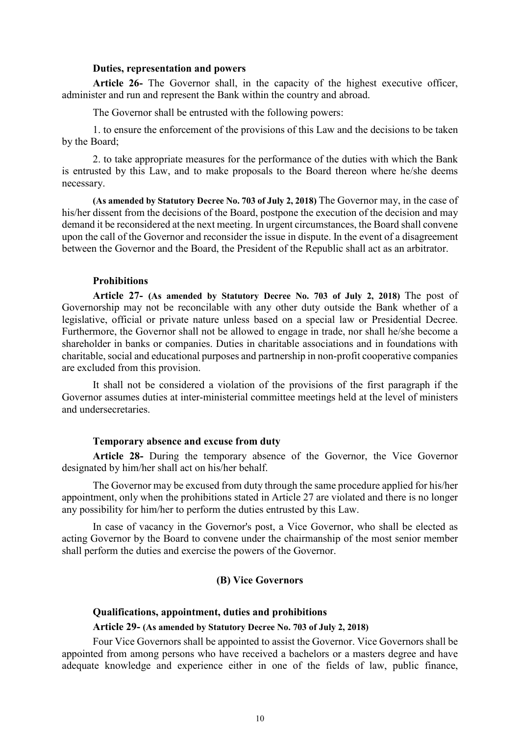**Duties, representation and powers**

**Article 26-** The Governor shall, in the capacity of the highest executive officer, administer and run and represent the Bank within the country and abroad.

The Governor shall be entrusted with the following powers:

1. to ensure the enforcement of the provisions of this Law and the decisions to be taken by the Board;

2. to take appropriate measures for the performance of the duties with which the Bank is entrusted by this Law, and to make proposals to the Board thereon where he/she deems necessary.

**(As amended by Statutory Decree No. 703 of July 2, 2018)** The Governor may, in the case of his/her dissent from the decisions of the Board, postpone the execution of the decision and may demand it be reconsidered at the next meeting. In urgent circumstances, the Board shall convene upon the call of the Governor and reconsider the issue in dispute. In the event of a disagreement between the Governor and the Board, the President of the Republic shall act as an arbitrator.

**Prohibitions**

**Article 27- (As amended by Statutory Decree No. 703 of July 2, 2018)** The post of Governorship may not be reconcilable with any other duty outside the Bank whether of a legislative, official or private nature unless based on a special law or Presidential Decree. Furthermore, the Governor shall not be allowed to engage in trade, nor shall he/she become a shareholder in banks or companies. Duties in charitable associations and in foundations with charitable, social and educational purposes and partnership in non-profit cooperative companies are excluded from this provision.

It shall not be considered a violation of the provisions of the first paragraph if the Governor assumes duties at inter-ministerial committee meetings held at the level of ministers and undersecretaries.

**Temporary absence and excuse from duty**

**Article 28-** During the temporary absence of the Governor, the Vice Governor designated by him/her shall act on his/her behalf.

The Governor may be excused from duty through the same procedure applied for his/her appointment, only when the prohibitions stated in Article 27 are violated and there is no longer any possibility for him/her to perform the duties entrusted by this Law.

In case of vacancy in the Governor's post, a Vice Governor, who shall be elected as acting Governor by the Board to convene under the chairmanship of the most senior member shall perform the duties and exercise the powers of the Governor.

## (B) Vice Governors

**Qualifications, appointment, duties and prohibitions**

**Article 29- (As amended by Statutory Decree No. 703 of July 2, 2018)**

Four Vice Governors shall be appointed to assist the Governor. Vice Governors shall be appointed from among persons who have received a bachelors or a masters degree and have adequate knowledge and experience either in one of the fields of law, public finance,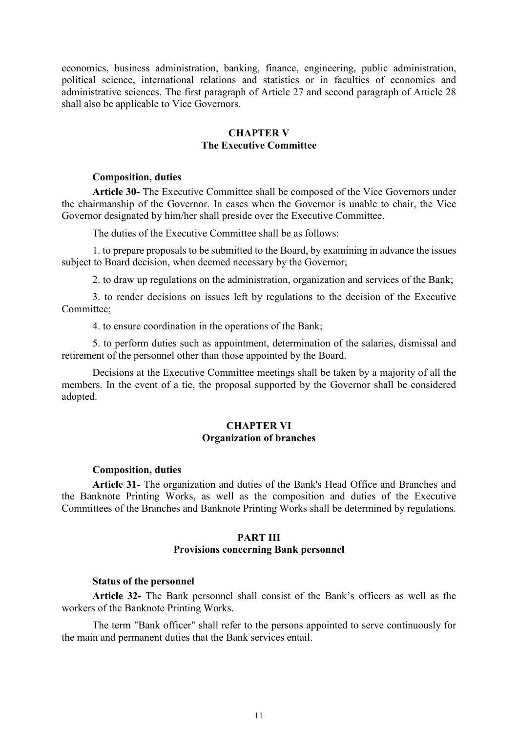economics, business administration, banking, finance, engineering, public administration, political science, international relations and statistics or in faculties of economics and administrative sciences. The first paragraph of Article 27 and second paragraph of Article 28 shall also be applicable to Vice Governors.

## CHAPTER V
## The Executive Committee

**Composition, duties**

**Article 30-** The Executive Committee shall be composed of the Vice Governors under the chairmanship of the Governor. In cases when the Governor is unable to chair, the Vice Governor designated by him/her shall preside over the Executive Committee.

The duties of the Executive Committee shall be as follows:

1. to prepare proposals to be submitted to the Board, by examining in advance the issues subject to Board decision, when deemed necessary by the Governor;

2. to draw up regulations on the administration, organization and services of the Bank;

3. to render decisions on issues left by regulations to the decision of the Executive Committee;

4. to ensure coordination in the operations of the Bank;

5. to perform duties such as appointment, determination of the salaries, dismissal and retirement of the personnel other than those appointed by the Board.

Decisions at the Executive Committee meetings shall be taken by a majority of all the members. In the event of a tie, the proposal supported by the Governor shall be considered adopted.

## CHAPTER VI
## Organization of branches

**Composition, duties**

**Article 31-** The organization and duties of the Bank's Head Office and Branches and the Banknote Printing Works, as well as the composition and duties of the Executive Committees of the Branches and Banknote Printing Works shall be determined by regulations.

# PART III
# Provisions concerning Bank personnel

**Status of the personnel**

**Article 32-** The Bank personnel shall consist of the Bank's officers as well as the workers of the Banknote Printing Works.

The term "Bank officer" shall refer to the persons appointed to serve continuously for the main and permanent duties that the Bank services entail.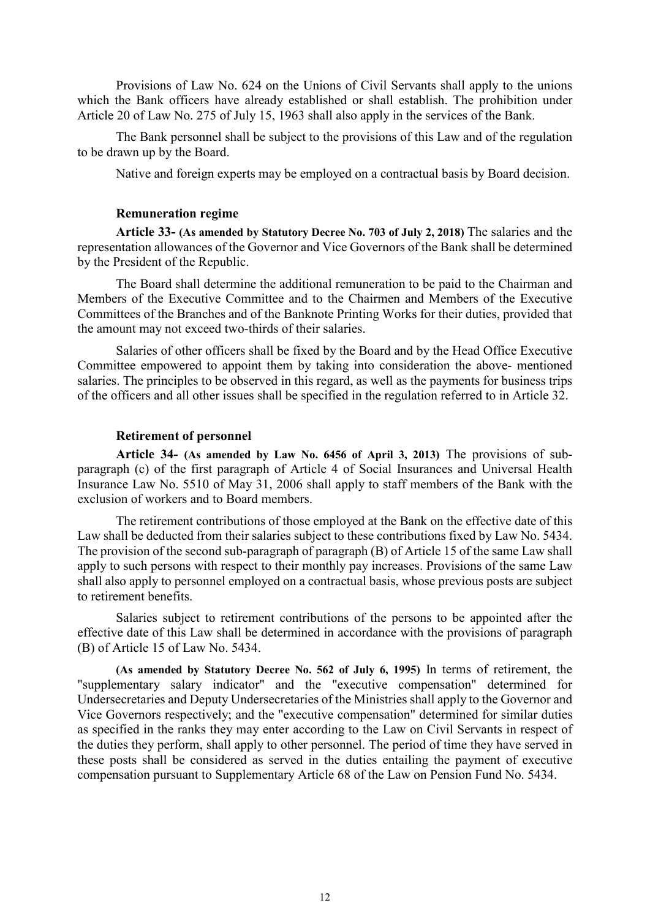Provisions of Law No. 624 on the Unions of Civil Servants shall apply to the unions which the Bank officers have already established or shall establish. The prohibition under Article 20 of Law No. 275 of July 15, 1963 shall also apply in the services of the Bank.

The Bank personnel shall be subject to the provisions of this Law and of the regulation to be drawn up by the Board.

Native and foreign experts may be employed on a contractual basis by Board decision.

#### Remuneration regime

**Article 33- (As amended by Statutory Decree No. 703 of July 2, 2018)** The salaries and the representation allowances of the Governor and Vice Governors of the Bank shall be determined by the President of the Republic.

The Board shall determine the additional remuneration to be paid to the Chairman and Members of the Executive Committee and to the Chairmen and Members of the Executive Committees of the Branches and of the Banknote Printing Works for their duties, provided that the amount may not exceed two-thirds of their salaries.

Salaries of other officers shall be fixed by the Board and by the Head Office Executive Committee empowered to appoint them by taking into consideration the above- mentioned salaries. The principles to be observed in this regard, as well as the payments for business trips of the officers and all other issues shall be specified in the regulation referred to in Article 32.

#### Retirement of personnel

**Article 34- (As amended by Law No. 6456 of April 3, 2013)** The provisions of sub-paragraph (c) of the first paragraph of Article 4 of Social Insurances and Universal Health Insurance Law No. 5510 of May 31, 2006 shall apply to staff members of the Bank with the exclusion of workers and to Board members.

The retirement contributions of those employed at the Bank on the effective date of this Law shall be deducted from their salaries subject to these contributions fixed by Law No. 5434. The provision of the second sub-paragraph of paragraph (B) of Article 15 of the same Law shall apply to such persons with respect to their monthly pay increases. Provisions of the same Law shall also apply to personnel employed on a contractual basis, whose previous posts are subject to retirement benefits.

Salaries subject to retirement contributions of the persons to be appointed after the effective date of this Law shall be determined in accordance with the provisions of paragraph (B) of Article 15 of Law No. 5434.

**(As amended by Statutory Decree No. 562 of July 6, 1995)** In terms of retirement, the "supplementary salary indicator" and the "executive compensation" determined for Undersecretaries and Deputy Undersecretaries of the Ministries shall apply to the Governor and Vice Governors respectively; and the "executive compensation" determined for similar duties as specified in the ranks they may enter according to the Law on Civil Servants in respect of the duties they perform, shall apply to other personnel. The period of time they have served in these posts shall be considered as served in the duties entailing the payment of executive compensation pursuant to Supplementary Article 68 of the Law on Pension Fund No. 5434.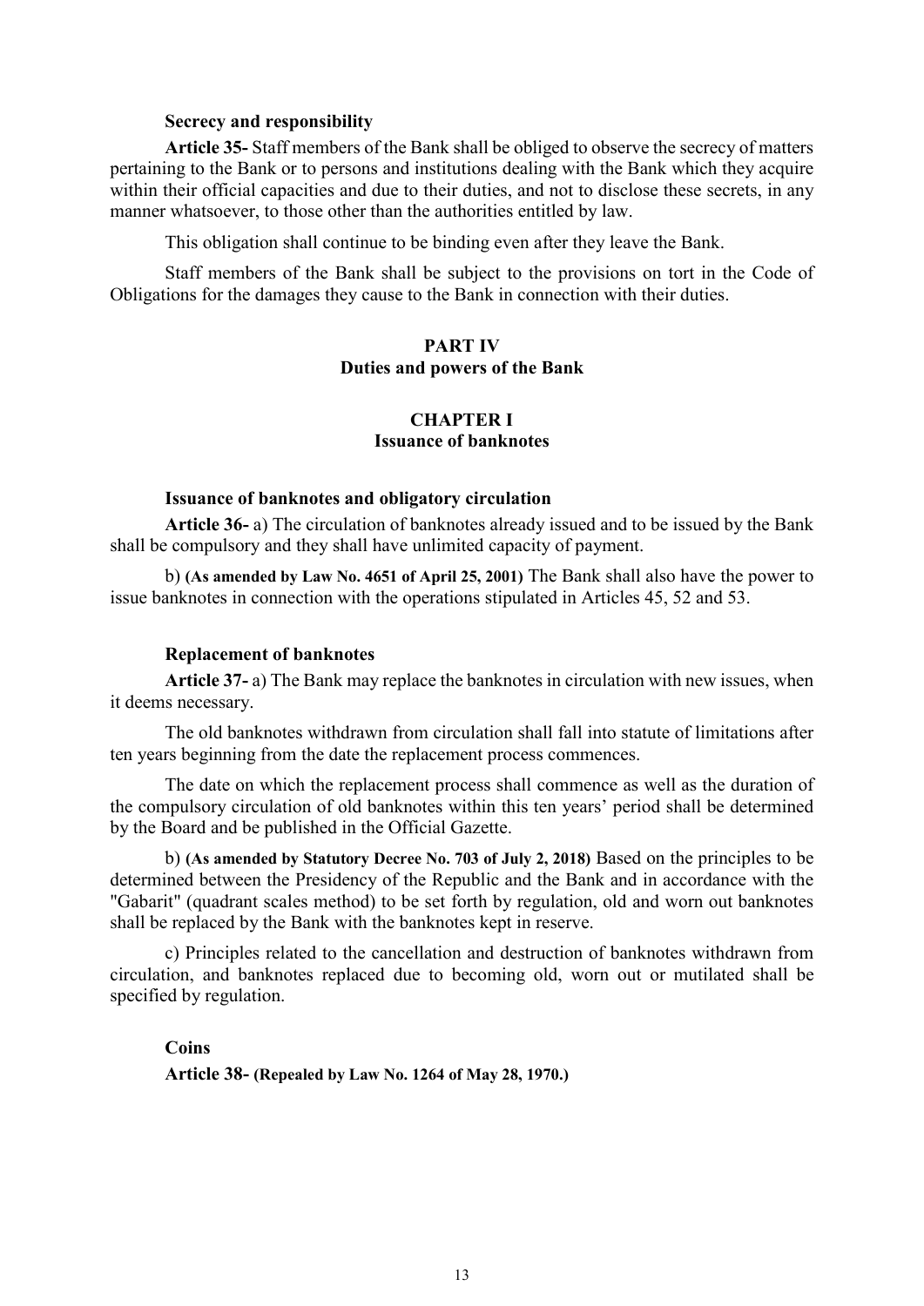**Secrecy and responsibility**

**Article 35-** Staff members of the Bank shall be obliged to observe the secrecy of matters pertaining to the Bank or to persons and institutions dealing with the Bank which they acquire within their official capacities and due to their duties, and not to disclose these secrets, in any manner whatsoever, to those other than the authorities entitled by law.

This obligation shall continue to be binding even after they leave the Bank.

Staff members of the Bank shall be subject to the provisions on tort in the Code of Obligations for the damages they cause to the Bank in connection with their duties.

## PART IV
## Duties and powers of the Bank

### CHAPTER I
### Issuance of banknotes

**Issuance of banknotes and obligatory circulation**

**Article 36-** a) The circulation of banknotes already issued and to be issued by the Bank shall be compulsory and they shall have unlimited capacity of payment.

b) **(As amended by Law No. 4651 of April 25, 2001)** The Bank shall also have the power to issue banknotes in connection with the operations stipulated in Articles 45, 52 and 53.

**Replacement of banknotes**

**Article 37-** a) The Bank may replace the banknotes in circulation with new issues, when it deems necessary.

The old banknotes withdrawn from circulation shall fall into statute of limitations after ten years beginning from the date the replacement process commences.

The date on which the replacement process shall commence as well as the duration of the compulsory circulation of old banknotes within this ten years' period shall be determined by the Board and be published in the Official Gazette.

b) **(As amended by Statutory Decree No. 703 of July 2, 2018)** Based on the principles to be determined between the Presidency of the Republic and the Bank and in accordance with the "Gabarit" (quadrant scales method) to be set forth by regulation, old and worn out banknotes shall be replaced by the Bank with the banknotes kept in reserve.

c) Principles related to the cancellation and destruction of banknotes withdrawn from circulation, and banknotes replaced due to becoming old, worn out or mutilated shall be specified by regulation.

**Coins**

**Article 38- (Repealed by Law No. 1264 of May 28, 1970.)**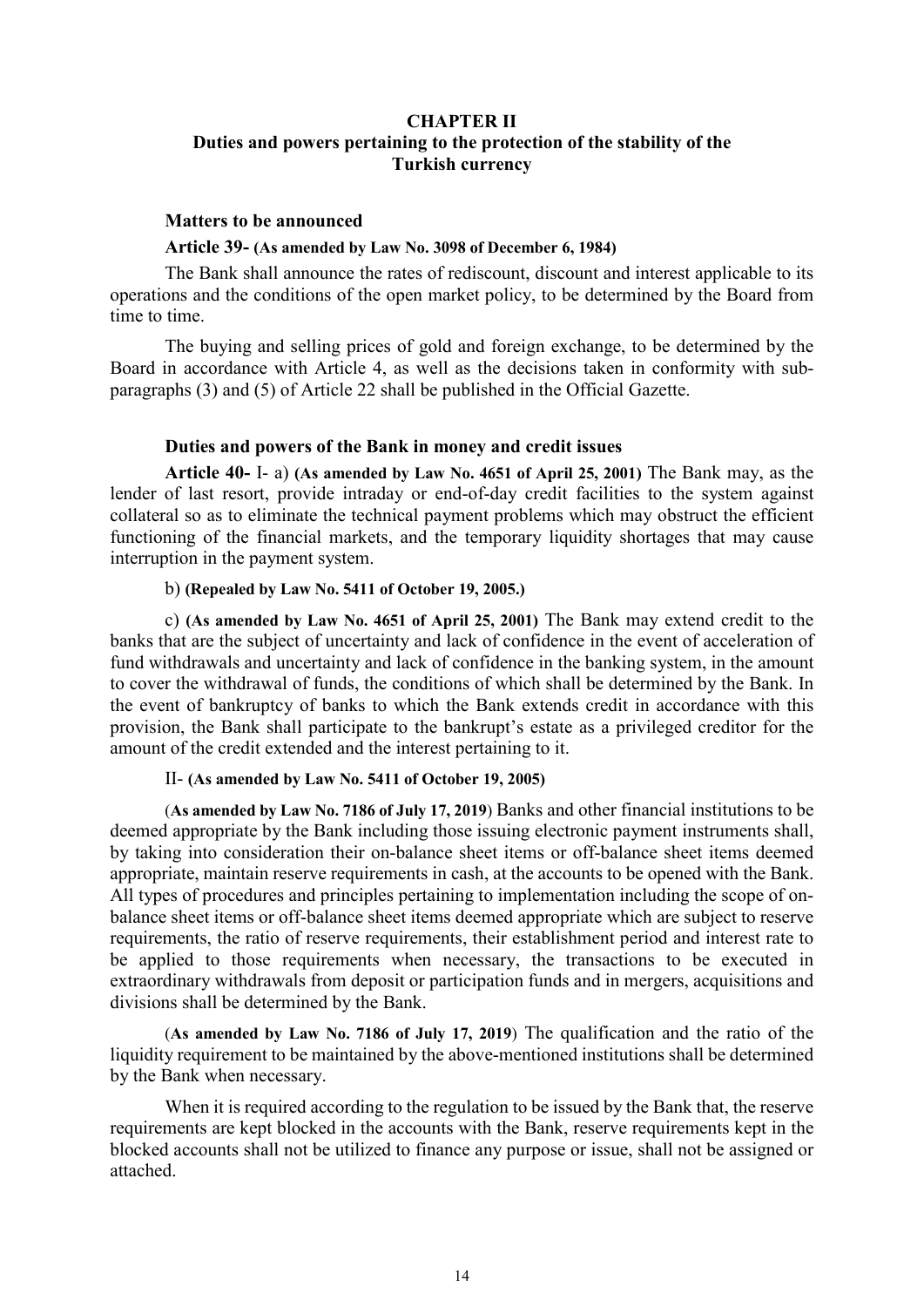## CHAPTER II
## Duties and powers pertaining to the protection of the stability of the Turkish currency

### Matters to be announced

**Article 39- (As amended by Law No. 3098 of December 6, 1984)**

The Bank shall announce the rates of rediscount, discount and interest applicable to its operations and the conditions of the open market policy, to be determined by the Board from time to time.

The buying and selling prices of gold and foreign exchange, to be determined by the Board in accordance with Article 4, as well as the decisions taken in conformity with sub-paragraphs (3) and (5) of Article 22 shall be published in the Official Gazette.

### Duties and powers of the Bank in money and credit issues

**Article 40-** I- a) **(As amended by Law No. 4651 of April 25, 2001)** The Bank may, as the lender of last resort, provide intraday or end-of-day credit facilities to the system against collateral so as to eliminate the technical payment problems which may obstruct the efficient functioning of the financial markets, and the temporary liquidity shortages that may cause interruption in the payment system.

b) **(Repealed by Law No. 5411 of October 19, 2005.)**

c) **(As amended by Law No. 4651 of April 25, 2001)** The Bank may extend credit to the banks that are the subject of uncertainty and lack of confidence in the event of acceleration of fund withdrawals and uncertainty and lack of confidence in the banking system, in the amount to cover the withdrawal of funds, the conditions of which shall be determined by the Bank. In the event of bankruptcy of banks to which the Bank extends credit in accordance with this provision, the Bank shall participate to the bankrupt's estate as a privileged creditor for the amount of the credit extended and the interest pertaining to it.

II- **(As amended by Law No. 5411 of October 19, 2005)**

(**As amended by Law No. 7186 of July 17, 2019**) Banks and other financial institutions to be deemed appropriate by the Bank including those issuing electronic payment instruments shall, by taking into consideration their on-balance sheet items or off-balance sheet items deemed appropriate, maintain reserve requirements in cash, at the accounts to be opened with the Bank. All types of procedures and principles pertaining to implementation including the scope of on-balance sheet items or off-balance sheet items deemed appropriate which are subject to reserve requirements, the ratio of reserve requirements, their establishment period and interest rate to be applied to those requirements when necessary, the transactions to be executed in extraordinary withdrawals from deposit or participation funds and in mergers, acquisitions and divisions shall be determined by the Bank.

(**As amended by Law No. 7186 of July 17, 2019**) The qualification and the ratio of the liquidity requirement to be maintained by the above-mentioned institutions shall be determined by the Bank when necessary.

When it is required according to the regulation to be issued by the Bank that, the reserve requirements are kept blocked in the accounts with the Bank, reserve requirements kept in the blocked accounts shall not be utilized to finance any purpose or issue, shall not be assigned or attached.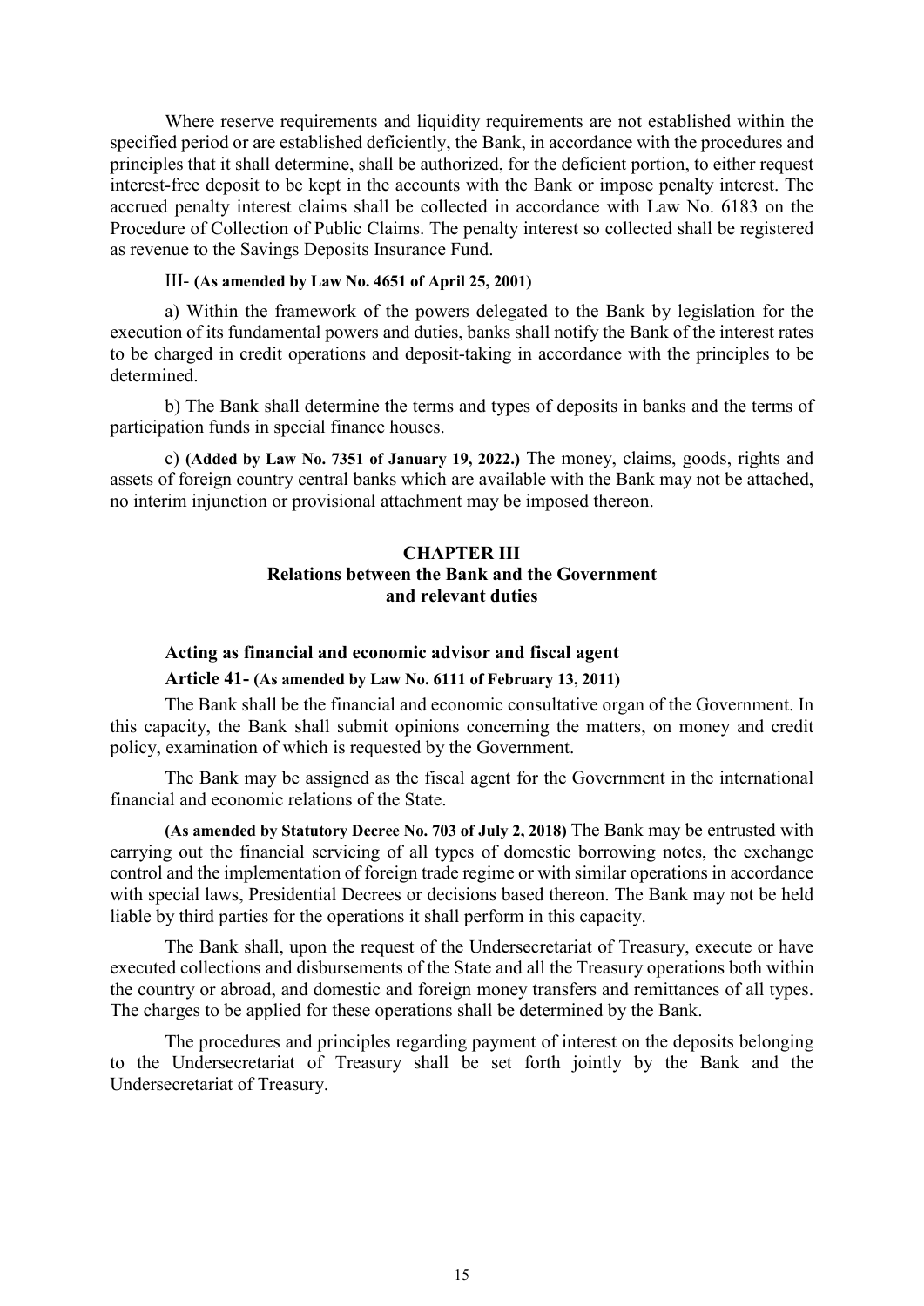Where reserve requirements and liquidity requirements are not established within the specified period or are established deficiently, the Bank, in accordance with the procedures and principles that it shall determine, shall be authorized, for the deficient portion, to either request interest-free deposit to be kept in the accounts with the Bank or impose penalty interest. The accrued penalty interest claims shall be collected in accordance with Law No. 6183 on the Procedure of Collection of Public Claims. The penalty interest so collected shall be registered as revenue to the Savings Deposits Insurance Fund.

III- **(As amended by Law No. 4651 of April 25, 2001)**

a) Within the framework of the powers delegated to the Bank by legislation for the execution of its fundamental powers and duties, banks shall notify the Bank of the interest rates to be charged in credit operations and deposit-taking in accordance with the principles to be determined.

b) The Bank shall determine the terms and types of deposits in banks and the terms of participation funds in special finance houses.

c) **(Added by Law No. 7351 of January 19, 2022.)** The money, claims, goods, rights and assets of foreign country central banks which are available with the Bank may not be attached, no interim injunction or provisional attachment may be imposed thereon.

## CHAPTER III
## Relations between the Bank and the Government and relevant duties

### Acting as financial and economic advisor and fiscal agent

**Article 41- (As amended by Law No. 6111 of February 13, 2011)**

The Bank shall be the financial and economic consultative organ of the Government. In this capacity, the Bank shall submit opinions concerning the matters, on money and credit policy, examination of which is requested by the Government.

The Bank may be assigned as the fiscal agent for the Government in the international financial and economic relations of the State.

**(As amended by Statutory Decree No. 703 of July 2, 2018)** The Bank may be entrusted with carrying out the financial servicing of all types of domestic borrowing notes, the exchange control and the implementation of foreign trade regime or with similar operations in accordance with special laws, Presidential Decrees or decisions based thereon. The Bank may not be held liable by third parties for the operations it shall perform in this capacity.

The Bank shall, upon the request of the Undersecretariat of Treasury, execute or have executed collections and disbursements of the State and all the Treasury operations both within the country or abroad, and domestic and foreign money transfers and remittances of all types. The charges to be applied for these operations shall be determined by the Bank.

The procedures and principles regarding payment of interest on the deposits belonging to the Undersecretariat of Treasury shall be set forth jointly by the Bank and the Undersecretariat of Treasury.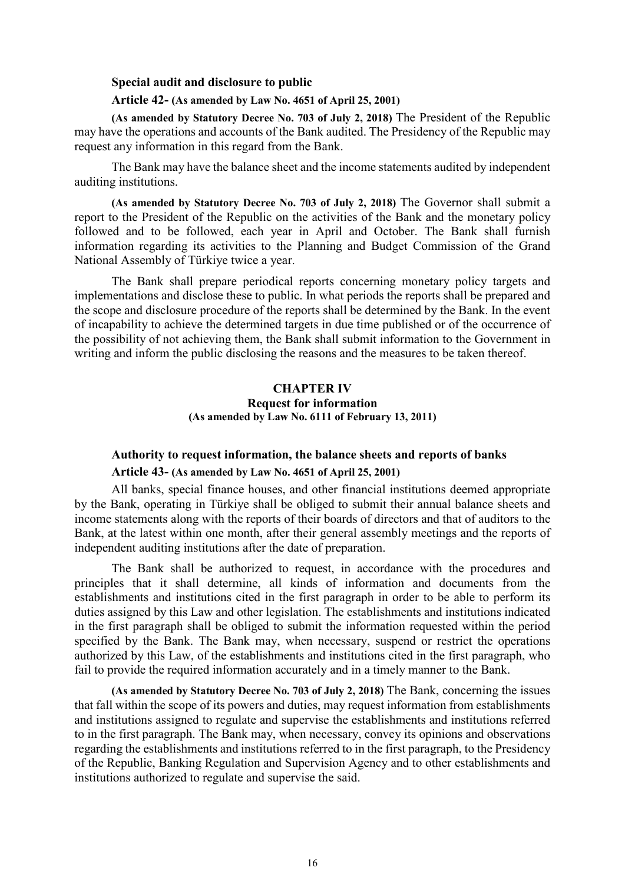### Special audit and disclosure to public

**Article 42- (As amended by Law No. 4651 of April 25, 2001)**

**(As amended by Statutory Decree No. 703 of July 2, 2018)** The President of the Republic may have the operations and accounts of the Bank audited. The Presidency of the Republic may request any information in this regard from the Bank.

The Bank may have the balance sheet and the income statements audited by independent auditing institutions.

**(As amended by Statutory Decree No. 703 of July 2, 2018)** The Governor shall submit a report to the President of the Republic on the activities of the Bank and the monetary policy followed and to be followed, each year in April and October. The Bank shall furnish information regarding its activities to the Planning and Budget Commission of the Grand National Assembly of Türkiye twice a year.

The Bank shall prepare periodical reports concerning monetary policy targets and implementations and disclose these to public. In what periods the reports shall be prepared and the scope and disclosure procedure of the reports shall be determined by the Bank. In the event of incapability to achieve the determined targets in due time published or of the occurrence of the possibility of not achieving them, the Bank shall submit information to the Government in writing and inform the public disclosing the reasons and the measures to be taken thereof.

## CHAPTER IV
## Request for information
**(As amended by Law No. 6111 of February 13, 2011)**

### Authority to request information, the balance sheets and reports of banks

**Article 43- (As amended by Law No. 4651 of April 25, 2001)**

All banks, special finance houses, and other financial institutions deemed appropriate by the Bank, operating in Türkiye shall be obliged to submit their annual balance sheets and income statements along with the reports of their boards of directors and that of auditors to the Bank, at the latest within one month, after their general assembly meetings and the reports of independent auditing institutions after the date of preparation.

The Bank shall be authorized to request, in accordance with the procedures and principles that it shall determine, all kinds of information and documents from the establishments and institutions cited in the first paragraph in order to be able to perform its duties assigned by this Law and other legislation. The establishments and institutions indicated in the first paragraph shall be obliged to submit the information requested within the period specified by the Bank. The Bank may, when necessary, suspend or restrict the operations authorized by this Law, of the establishments and institutions cited in the first paragraph, who fail to provide the required information accurately and in a timely manner to the Bank.

**(As amended by Statutory Decree No. 703 of July 2, 2018)** The Bank, concerning the issues that fall within the scope of its powers and duties, may request information from establishments and institutions assigned to regulate and supervise the establishments and institutions referred to in the first paragraph. The Bank may, when necessary, convey its opinions and observations regarding the establishments and institutions referred to in the first paragraph, to the Presidency of the Republic, Banking Regulation and Supervision Agency and to other establishments and institutions authorized to regulate and supervise the said.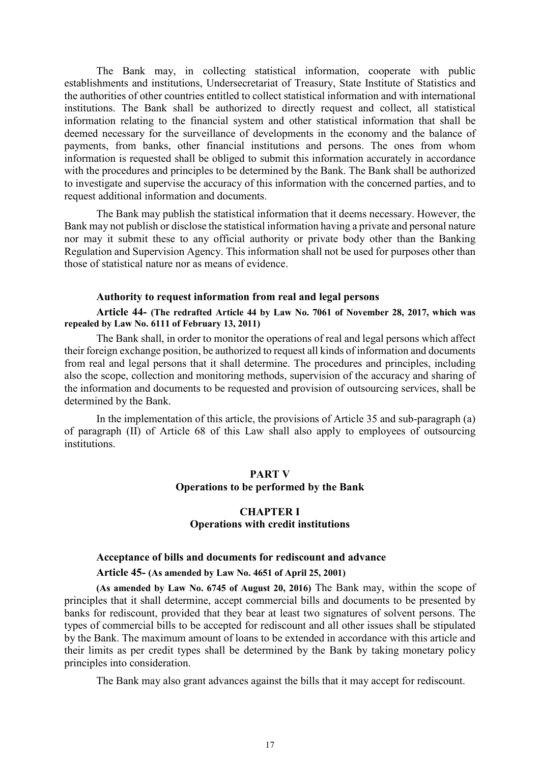The Bank may, in collecting statistical information, cooperate with public establishments and institutions, Undersecretariat of Treasury, State Institute of Statistics and the authorities of other countries entitled to collect statistical information and with international institutions. The Bank shall be authorized to directly request and collect, all statistical information relating to the financial system and other statistical information that shall be deemed necessary for the surveillance of developments in the economy and the balance of payments, from banks, other financial institutions and persons. The ones from whom information is requested shall be obliged to submit this information accurately in accordance with the procedures and principles to be determined by the Bank. The Bank shall be authorized to investigate and supervise the accuracy of this information with the concerned parties, and to request additional information and documents.

The Bank may publish the statistical information that it deems necessary. However, the Bank may not publish or disclose the statistical information having a private and personal nature nor may it submit these to any official authority or private body other than the Banking Regulation and Supervision Agency. This information shall not be used for purposes other than those of statistical nature nor as means of evidence.

**Authority to request information from real and legal persons**

**Article 44- (The redrafted Article 44 by Law No. 7061 of November 28, 2017, which was repealed by Law No. 6111 of February 13, 2011)**

The Bank shall, in order to monitor the operations of real and legal persons which affect their foreign exchange position, be authorized to request all kinds of information and documents from real and legal persons that it shall determine. The procedures and principles, including also the scope, collection and monitoring methods, supervision of the accuracy and sharing of the information and documents to be requested and provision of outsourcing services, shall be determined by the Bank.

In the implementation of this article, the provisions of Article 35 and sub-paragraph (a) of paragraph (II) of Article 68 of this Law shall also apply to employees of outsourcing institutions.

## PART V
## Operations to be performed by the Bank

### CHAPTER I
### Operations with credit institutions

**Acceptance of bills and documents for rediscount and advance**

**Article 45- (As amended by Law No. 4651 of April 25, 2001)**

**(As amended by Law No. 6745 of August 20, 2016)** The Bank may, within the scope of principles that it shall determine, accept commercial bills and documents to be presented by banks for rediscount, provided that they bear at least two signatures of solvent persons. The types of commercial bills to be accepted for rediscount and all other issues shall be stipulated by the Bank. The maximum amount of loans to be extended in accordance with this article and their limits as per credit types shall be determined by the Bank by taking monetary policy principles into consideration.

The Bank may also grant advances against the bills that it may accept for rediscount.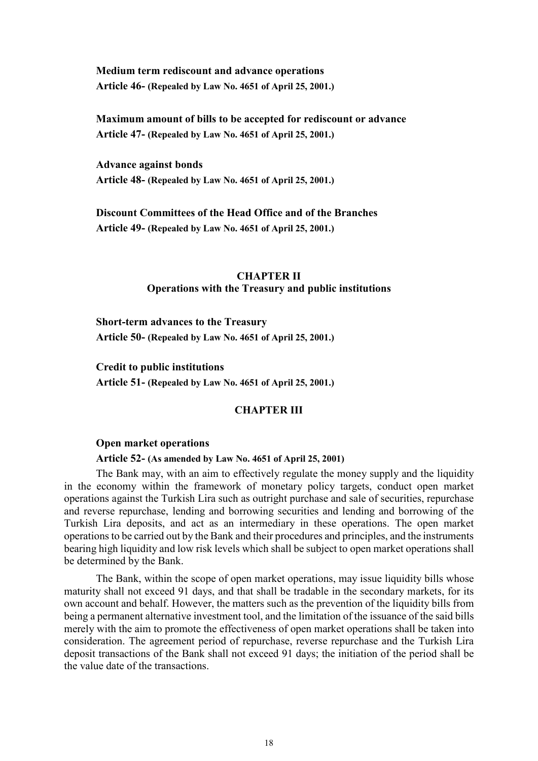**Medium term rediscount and advance operations**

**Article 46- (Repealed by Law No. 4651 of April 25, 2001.)**

**Maximum amount of bills to be accepted for rediscount or advance**

**Article 47- (Repealed by Law No. 4651 of April 25, 2001.)**

**Advance against bonds**

**Article 48- (Repealed by Law No. 4651 of April 25, 2001.)**

**Discount Committees of the Head Office and of the Branches**

**Article 49- (Repealed by Law No. 4651 of April 25, 2001.)**

## CHAPTER II
## Operations with the Treasury and public institutions

**Short-term advances to the Treasury**

**Article 50- (Repealed by Law No. 4651 of April 25, 2001.)**

**Credit to public institutions**

**Article 51- (Repealed by Law No. 4651 of April 25, 2001.)**

## CHAPTER III

**Open market operations**

**Article 52- (As amended by Law No. 4651 of April 25, 2001)**

The Bank may, with an aim to effectively regulate the money supply and the liquidity in the economy within the framework of monetary policy targets, conduct open market operations against the Turkish Lira such as outright purchase and sale of securities, repurchase and reverse repurchase, lending and borrowing securities and lending and borrowing of the Turkish Lira deposits, and act as an intermediary in these operations. The open market operations to be carried out by the Bank and their procedures and principles, and the instruments bearing high liquidity and low risk levels which shall be subject to open market operations shall be determined by the Bank.

The Bank, within the scope of open market operations, may issue liquidity bills whose maturity shall not exceed 91 days, and that shall be tradable in the secondary markets, for its own account and behalf. However, the matters such as the prevention of the liquidity bills from being a permanent alternative investment tool, and the limitation of the issuance of the said bills merely with the aim to promote the effectiveness of open market operations shall be taken into consideration. The agreement period of repurchase, reverse repurchase and the Turkish Lira deposit transactions of the Bank shall not exceed 91 days; the initiation of the period shall be the value date of the transactions.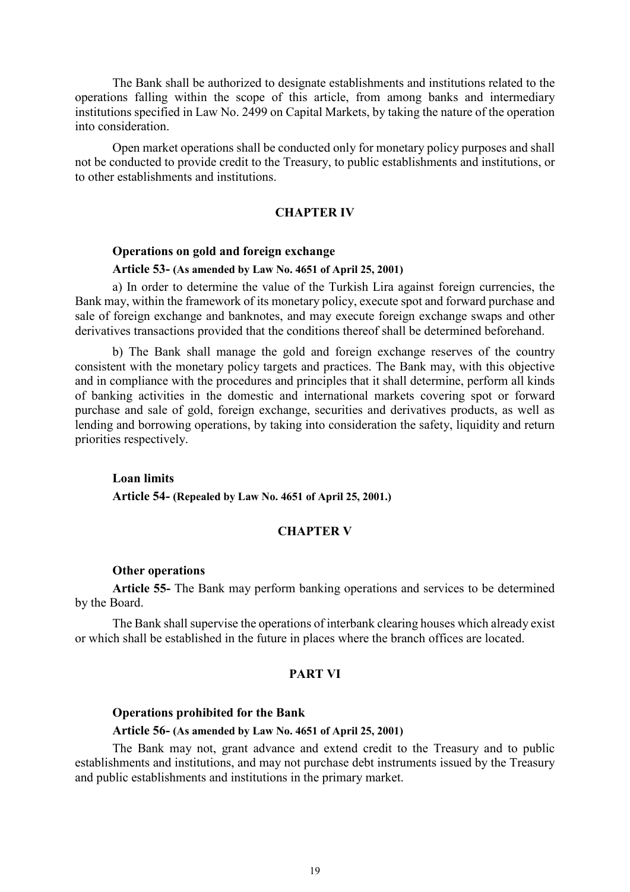The Bank shall be authorized to designate establishments and institutions related to the operations falling within the scope of this article, from among banks and intermediary institutions specified in Law No. 2499 on Capital Markets, by taking the nature of the operation into consideration.

Open market operations shall be conducted only for monetary policy purposes and shall not be conducted to provide credit to the Treasury, to public establishments and institutions, or to other establishments and institutions.

## CHAPTER IV

**Operations on gold and foreign exchange**

**Article 53- (As amended by Law No. 4651 of April 25, 2001)**

a) In order to determine the value of the Turkish Lira against foreign currencies, the Bank may, within the framework of its monetary policy, execute spot and forward purchase and sale of foreign exchange and banknotes, and may execute foreign exchange swaps and other derivatives transactions provided that the conditions thereof shall be determined beforehand.

b) The Bank shall manage the gold and foreign exchange reserves of the country consistent with the monetary policy targets and practices. The Bank may, with this objective and in compliance with the procedures and principles that it shall determine, perform all kinds of banking activities in the domestic and international markets covering spot or forward purchase and sale of gold, foreign exchange, securities and derivatives products, as well as lending and borrowing operations, by taking into consideration the safety, liquidity and return priorities respectively.

**Loan limits**

**Article 54- (Repealed by Law No. 4651 of April 25, 2001.)**

## CHAPTER V

**Other operations**

**Article 55-** The Bank may perform banking operations and services to be determined by the Board.

The Bank shall supervise the operations of interbank clearing houses which already exist or which shall be established in the future in places where the branch offices are located.

## PART VI

**Operations prohibited for the Bank**

**Article 56- (As amended by Law No. 4651 of April 25, 2001)**

The Bank may not, grant advance and extend credit to the Treasury and to public establishments and institutions, and may not purchase debt instruments issued by the Treasury and public establishments and institutions in the primary market.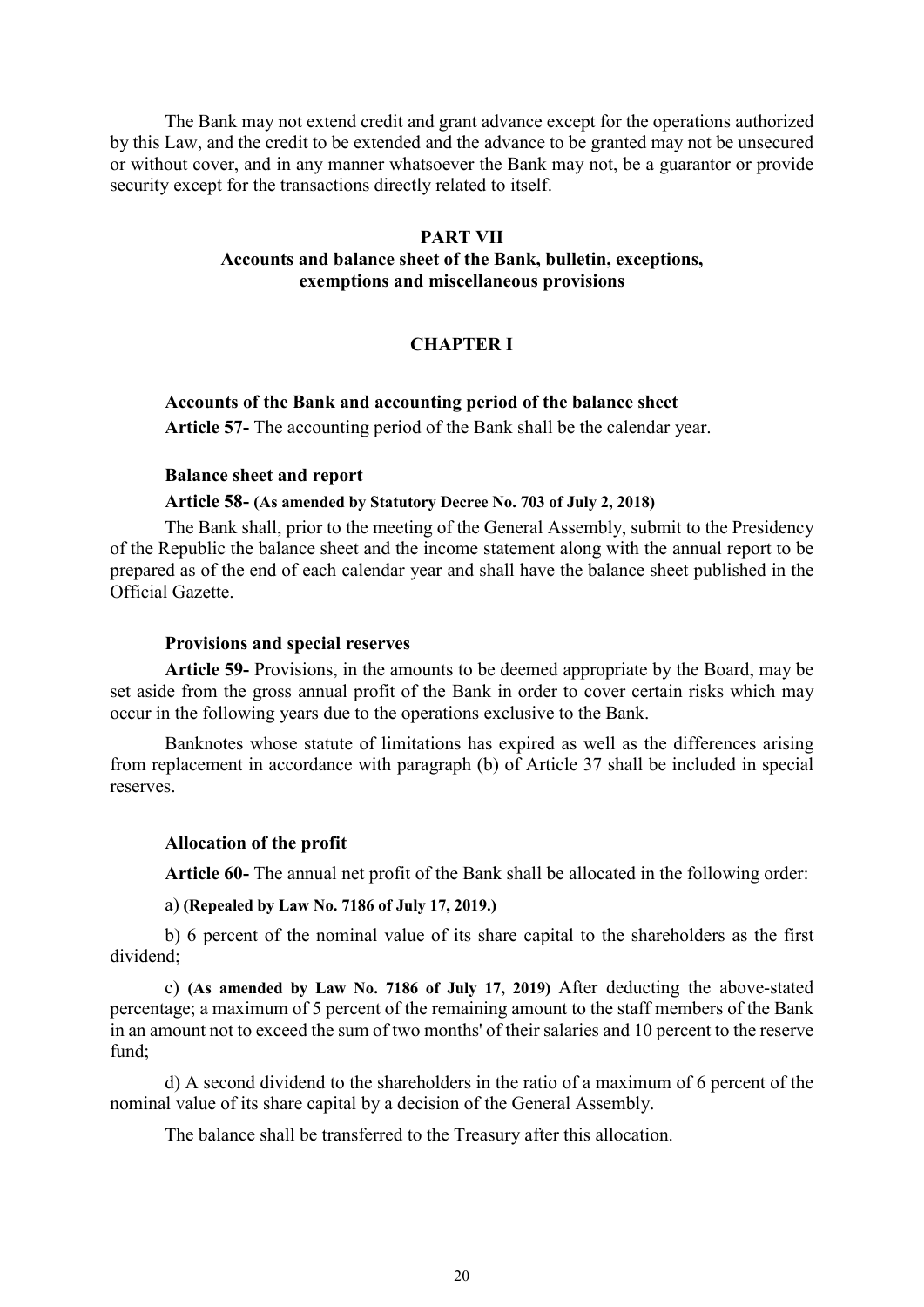The Bank may not extend credit and grant advance except for the operations authorized by this Law, and the credit to be extended and the advance to be granted may not be unsecured or without cover, and in any manner whatsoever the Bank may not, be a guarantor or provide security except for the transactions directly related to itself.

## PART VII
## Accounts and balance sheet of the Bank, bulletin, exceptions, exemptions and miscellaneous provisions

### CHAPTER I

**Accounts of the Bank and accounting period of the balance sheet**

**Article 57-** The accounting period of the Bank shall be the calendar year.

**Balance sheet and report**

**Article 58- (As amended by Statutory Decree No. 703 of July 2, 2018)**

The Bank shall, prior to the meeting of the General Assembly, submit to the Presidency of the Republic the balance sheet and the income statement along with the annual report to be prepared as of the end of each calendar year and shall have the balance sheet published in the Official Gazette.

**Provisions and special reserves**

**Article 59-** Provisions, in the amounts to be deemed appropriate by the Board, may be set aside from the gross annual profit of the Bank in order to cover certain risks which may occur in the following years due to the operations exclusive to the Bank.

Banknotes whose statute of limitations has expired as well as the differences arising from replacement in accordance with paragraph (b) of Article 37 shall be included in special reserves.

**Allocation of the profit**

**Article 60-** The annual net profit of the Bank shall be allocated in the following order:

a) **(Repealed by Law No. 7186 of July 17, 2019.)**

b) 6 percent of the nominal value of its share capital to the shareholders as the first dividend;

c) **(As amended by Law No. 7186 of July 17, 2019)** After deducting the above-stated percentage; a maximum of 5 percent of the remaining amount to the staff members of the Bank in an amount not to exceed the sum of two months' of their salaries and 10 percent to the reserve fund;

d) A second dividend to the shareholders in the ratio of a maximum of 6 percent of the nominal value of its share capital by a decision of the General Assembly.

The balance shall be transferred to the Treasury after this allocation.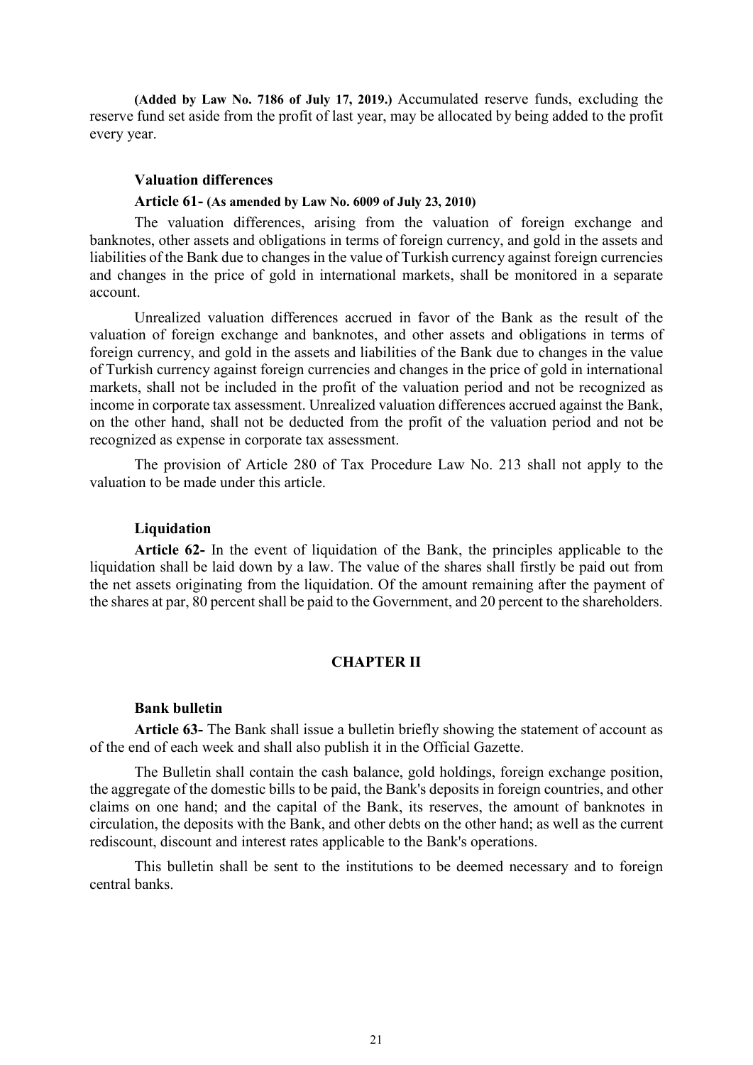**(Added by Law No. 7186 of July 17, 2019.)** Accumulated reserve funds, excluding the reserve fund set aside from the profit of last year, may be allocated by being added to the profit every year.

**Valuation differences**

**Article 61- (As amended by Law No. 6009 of July 23, 2010)**

The valuation differences, arising from the valuation of foreign exchange and banknotes, other assets and obligations in terms of foreign currency, and gold in the assets and liabilities of the Bank due to changes in the value of Turkish currency against foreign currencies and changes in the price of gold in international markets, shall be monitored in a separate account.

Unrealized valuation differences accrued in favor of the Bank as the result of the valuation of foreign exchange and banknotes, and other assets and obligations in terms of foreign currency, and gold in the assets and liabilities of the Bank due to changes in the value of Turkish currency against foreign currencies and changes in the price of gold in international markets, shall not be included in the profit of the valuation period and not be recognized as income in corporate tax assessment. Unrealized valuation differences accrued against the Bank, on the other hand, shall not be deducted from the profit of the valuation period and not be recognized as expense in corporate tax assessment.

The provision of Article 280 of Tax Procedure Law No. 213 shall not apply to the valuation to be made under this article.

**Liquidation**

**Article 62-** In the event of liquidation of the Bank, the principles applicable to the liquidation shall be laid down by a law. The value of the shares shall firstly be paid out from the net assets originating from the liquidation. Of the amount remaining after the payment of the shares at par, 80 percent shall be paid to the Government, and 20 percent to the shareholders.

## CHAPTER II

**Bank bulletin**

**Article 63-** The Bank shall issue a bulletin briefly showing the statement of account as of the end of each week and shall also publish it in the Official Gazette.

The Bulletin shall contain the cash balance, gold holdings, foreign exchange position, the aggregate of the domestic bills to be paid, the Bank's deposits in foreign countries, and other claims on one hand; and the capital of the Bank, its reserves, the amount of banknotes in circulation, the deposits with the Bank, and other debts on the other hand; as well as the current rediscount, discount and interest rates applicable to the Bank's operations.

This bulletin shall be sent to the institutions to be deemed necessary and to foreign central banks.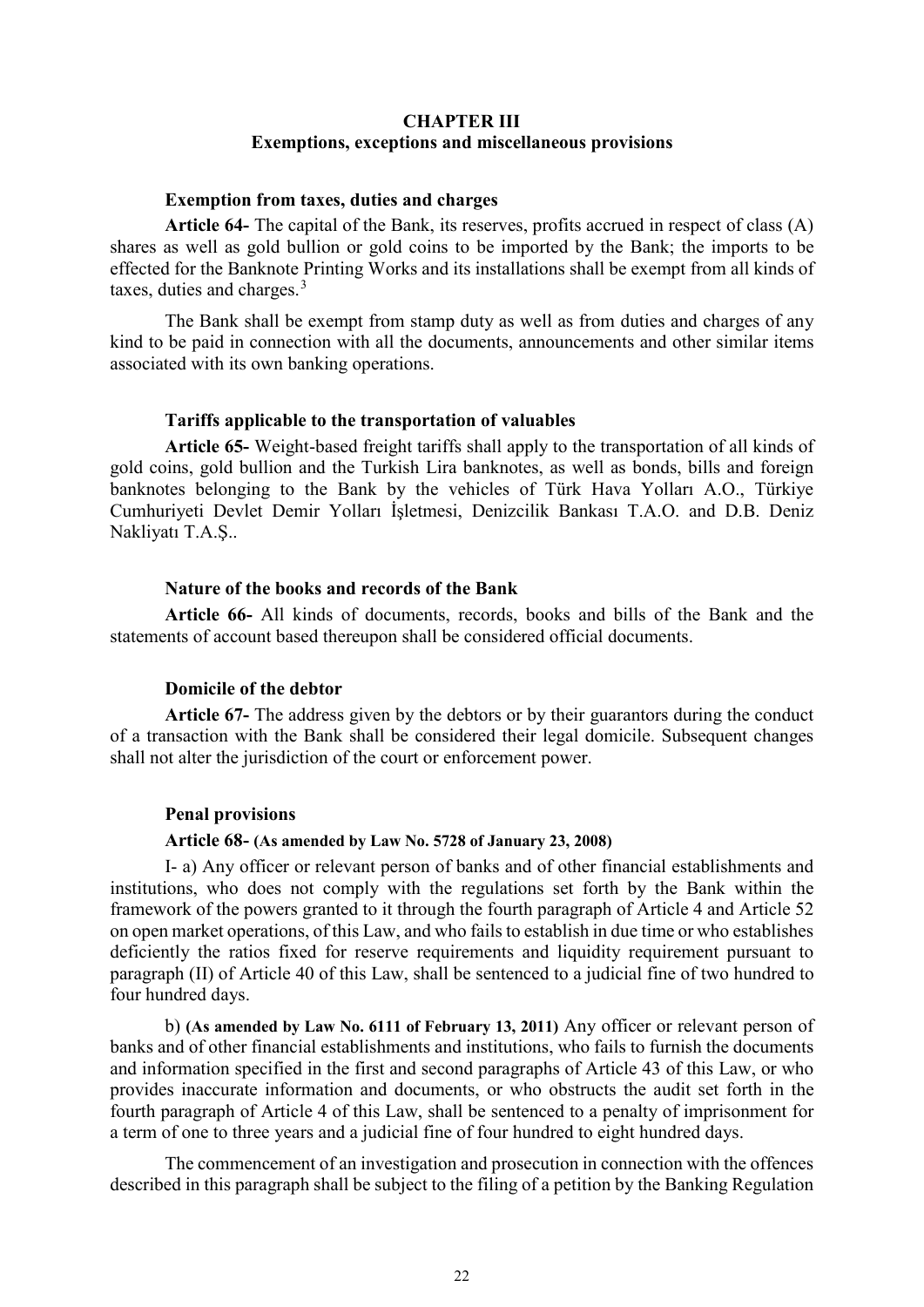## CHAPTER III
## Exemptions, exceptions and miscellaneous provisions

**Exemption from taxes, duties and charges**

**Article 64-** The capital of the Bank, its reserves, profits accrued in respect of class (A) shares as well as gold bullion or gold coins to be imported by the Bank; the imports to be effected for the Banknote Printing Works and its installations shall be exempt from all kinds of taxes, duties and charges.[3]

The Bank shall be exempt from stamp duty as well as from duties and charges of any kind to be paid in connection with all the documents, announcements and other similar items associated with its own banking operations.

**Tariffs applicable to the transportation of valuables**

**Article 65-** Weight-based freight tariffs shall apply to the transportation of all kinds of gold coins, gold bullion and the Turkish Lira banknotes, as well as bonds, bills and foreign banknotes belonging to the Bank by the vehicles of Türk Hava Yolları A.O., Türkiye Cumhuriyeti Devlet Demir Yolları İşletmesi, Denizcilik Bankası T.A.O. and D.B. Deniz Nakliyatı T.A.Ş..

**Nature of the books and records of the Bank**

**Article 66-** All kinds of documents, records, books and bills of the Bank and the statements of account based thereupon shall be considered official documents.

**Domicile of the debtor**

**Article 67-** The address given by the debtors or by their guarantors during the conduct of a transaction with the Bank shall be considered their legal domicile. Subsequent changes shall not alter the jurisdiction of the court or enforcement power.

**Penal provisions**

**Article 68- (As amended by Law No. 5728 of January 23, 2008)**

I- a) Any officer or relevant person of banks and of other financial establishments and institutions, who does not comply with the regulations set forth by the Bank within the framework of the powers granted to it through the fourth paragraph of Article 4 and Article 52 on open market operations, of this Law, and who fails to establish in due time or who establishes deficiently the ratios fixed for reserve requirements and liquidity requirement pursuant to paragraph (II) of Article 40 of this Law, shall be sentenced to a judicial fine of two hundred to four hundred days.

b) **(As amended by Law No. 6111 of February 13, 2011)** Any officer or relevant person of banks and of other financial establishments and institutions, who fails to furnish the documents and information specified in the first and second paragraphs of Article 43 of this Law, or who provides inaccurate information and documents, or who obstructs the audit set forth in the fourth paragraph of Article 4 of this Law, shall be sentenced to a penalty of imprisonment for a term of one to three years and a judicial fine of four hundred to eight hundred days.

The commencement of an investigation and prosecution in connection with the offences described in this paragraph shall be subject to the filing of a petition by the Banking Regulation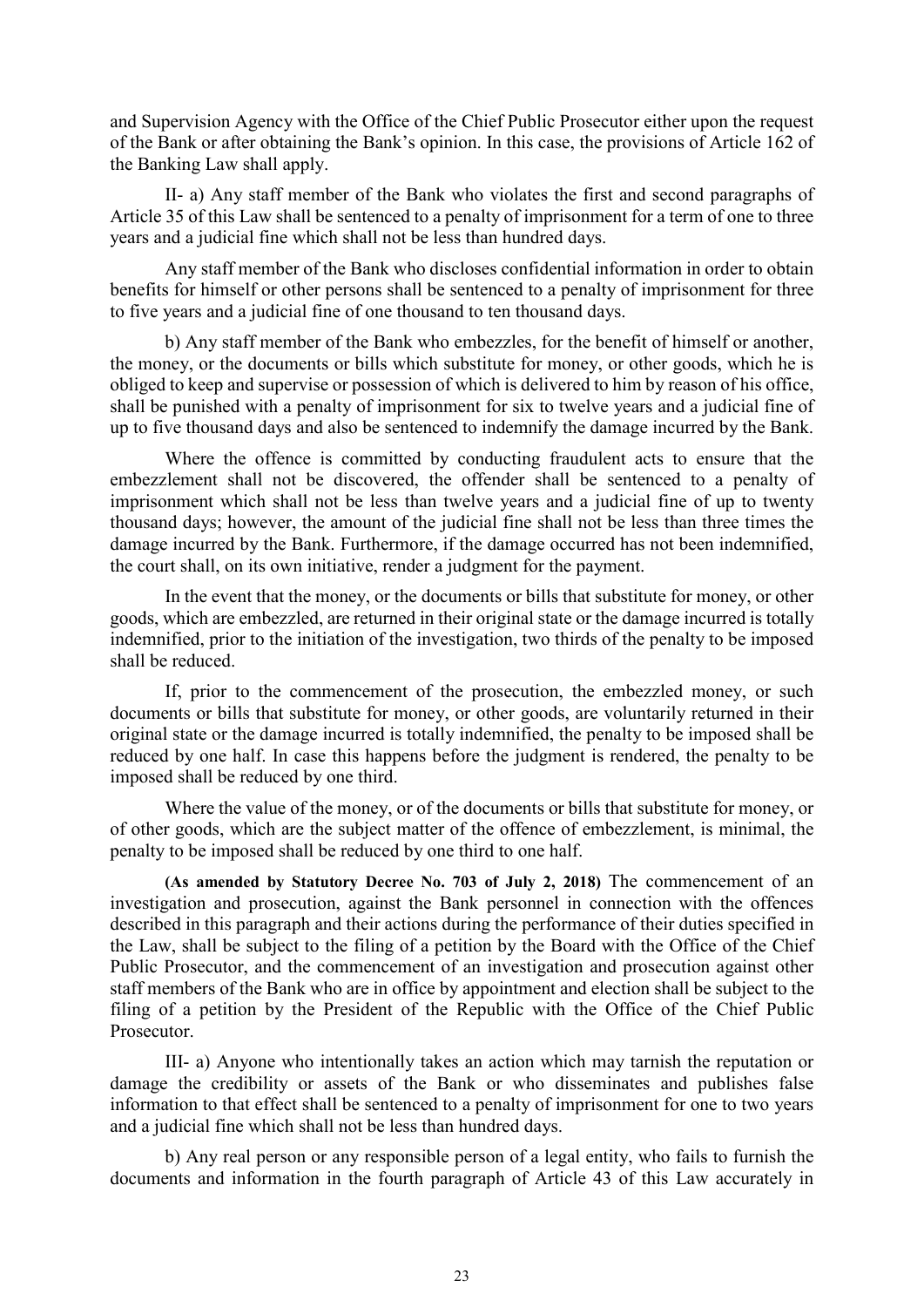and Supervision Agency with the Office of the Chief Public Prosecutor either upon the request of the Bank or after obtaining the Bank's opinion. In this case, the provisions of Article 162 of the Banking Law shall apply.

II- a) Any staff member of the Bank who violates the first and second paragraphs of Article 35 of this Law shall be sentenced to a penalty of imprisonment for a term of one to three years and a judicial fine which shall not be less than hundred days.

Any staff member of the Bank who discloses confidential information in order to obtain benefits for himself or other persons shall be sentenced to a penalty of imprisonment for three to five years and a judicial fine of one thousand to ten thousand days.

b) Any staff member of the Bank who embezzles, for the benefit of himself or another, the money, or the documents or bills which substitute for money, or other goods, which he is obliged to keep and supervise or possession of which is delivered to him by reason of his office, shall be punished with a penalty of imprisonment for six to twelve years and a judicial fine of up to five thousand days and also be sentenced to indemnify the damage incurred by the Bank.

Where the offence is committed by conducting fraudulent acts to ensure that the embezzlement shall not be discovered, the offender shall be sentenced to a penalty of imprisonment which shall not be less than twelve years and a judicial fine of up to twenty thousand days; however, the amount of the judicial fine shall not be less than three times the damage incurred by the Bank. Furthermore, if the damage occurred has not been indemnified, the court shall, on its own initiative, render a judgment for the payment.

In the event that the money, or the documents or bills that substitute for money, or other goods, which are embezzled, are returned in their original state or the damage incurred is totally indemnified, prior to the initiation of the investigation, two thirds of the penalty to be imposed shall be reduced.

If, prior to the commencement of the prosecution, the embezzled money, or such documents or bills that substitute for money, or other goods, are voluntarily returned in their original state or the damage incurred is totally indemnified, the penalty to be imposed shall be reduced by one half. In case this happens before the judgment is rendered, the penalty to be imposed shall be reduced by one third.

Where the value of the money, or of the documents or bills that substitute for money, or of other goods, which are the subject matter of the offence of embezzlement, is minimal, the penalty to be imposed shall be reduced by one third to one half.

**(As amended by Statutory Decree No. 703 of July 2, 2018)** The commencement of an investigation and prosecution, against the Bank personnel in connection with the offences described in this paragraph and their actions during the performance of their duties specified in the Law, shall be subject to the filing of a petition by the Board with the Office of the Chief Public Prosecutor, and the commencement of an investigation and prosecution against other staff members of the Bank who are in office by appointment and election shall be subject to the filing of a petition by the President of the Republic with the Office of the Chief Public Prosecutor.

III- a) Anyone who intentionally takes an action which may tarnish the reputation or damage the credibility or assets of the Bank or who disseminates and publishes false information to that effect shall be sentenced to a penalty of imprisonment for one to two years and a judicial fine which shall not be less than hundred days.

b) Any real person or any responsible person of a legal entity, who fails to furnish the documents and information in the fourth paragraph of Article 43 of this Law accurately in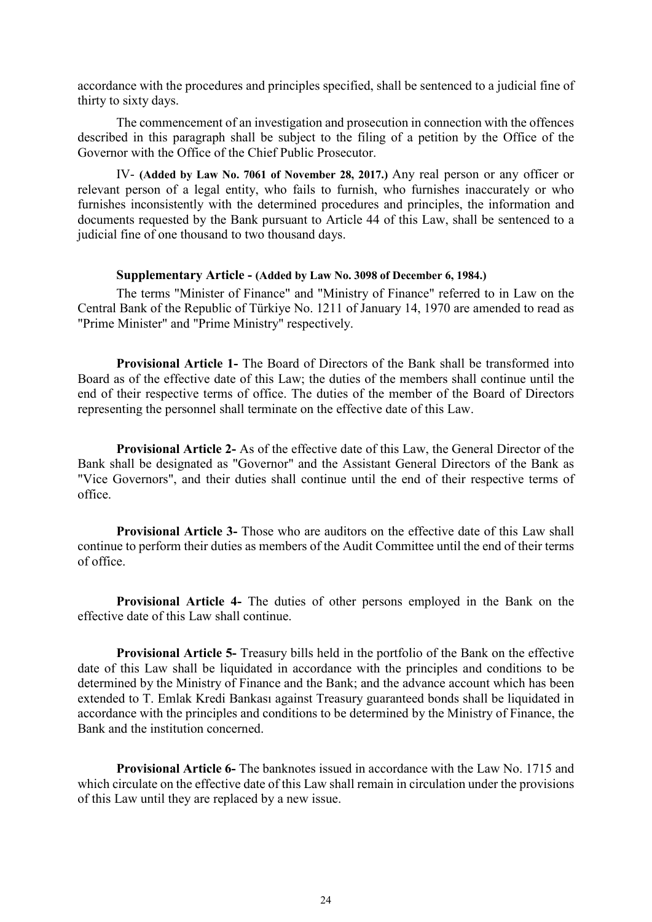accordance with the procedures and principles specified, shall be sentenced to a judicial fine of thirty to sixty days.

The commencement of an investigation and prosecution in connection with the offences described in this paragraph shall be subject to the filing of a petition by the Office of the Governor with the Office of the Chief Public Prosecutor.

IV- **(Added by Law No. 7061 of November 28, 2017.)** Any real person or any officer or relevant person of a legal entity, who fails to furnish, who furnishes inaccurately or who furnishes inconsistently with the determined procedures and principles, the information and documents requested by the Bank pursuant to Article 44 of this Law, shall be sentenced to a judicial fine of one thousand to two thousand days.

**Supplementary Article - (Added by Law No. 3098 of December 6, 1984.)**

The terms "Minister of Finance" and "Ministry of Finance" referred to in Law on the Central Bank of the Republic of Türkiye No. 1211 of January 14, 1970 are amended to read as "Prime Minister" and "Prime Ministry" respectively.

**Provisional Article 1-** The Board of Directors of the Bank shall be transformed into Board as of the effective date of this Law; the duties of the members shall continue until the end of their respective terms of office. The duties of the member of the Board of Directors representing the personnel shall terminate on the effective date of this Law.

**Provisional Article 2-** As of the effective date of this Law, the General Director of the Bank shall be designated as "Governor" and the Assistant General Directors of the Bank as "Vice Governors", and their duties shall continue until the end of their respective terms of office.

**Provisional Article 3-** Those who are auditors on the effective date of this Law shall continue to perform their duties as members of the Audit Committee until the end of their terms of office.

**Provisional Article 4-** The duties of other persons employed in the Bank on the effective date of this Law shall continue.

**Provisional Article 5-** Treasury bills held in the portfolio of the Bank on the effective date of this Law shall be liquidated in accordance with the principles and conditions to be determined by the Ministry of Finance and the Bank; and the advance account which has been extended to T. Emlak Kredi Bankası against Treasury guaranteed bonds shall be liquidated in accordance with the principles and conditions to be determined by the Ministry of Finance, the Bank and the institution concerned.

**Provisional Article 6-** The banknotes issued in accordance with the Law No. 1715 and which circulate on the effective date of this Law shall remain in circulation under the provisions of this Law until they are replaced by a new issue.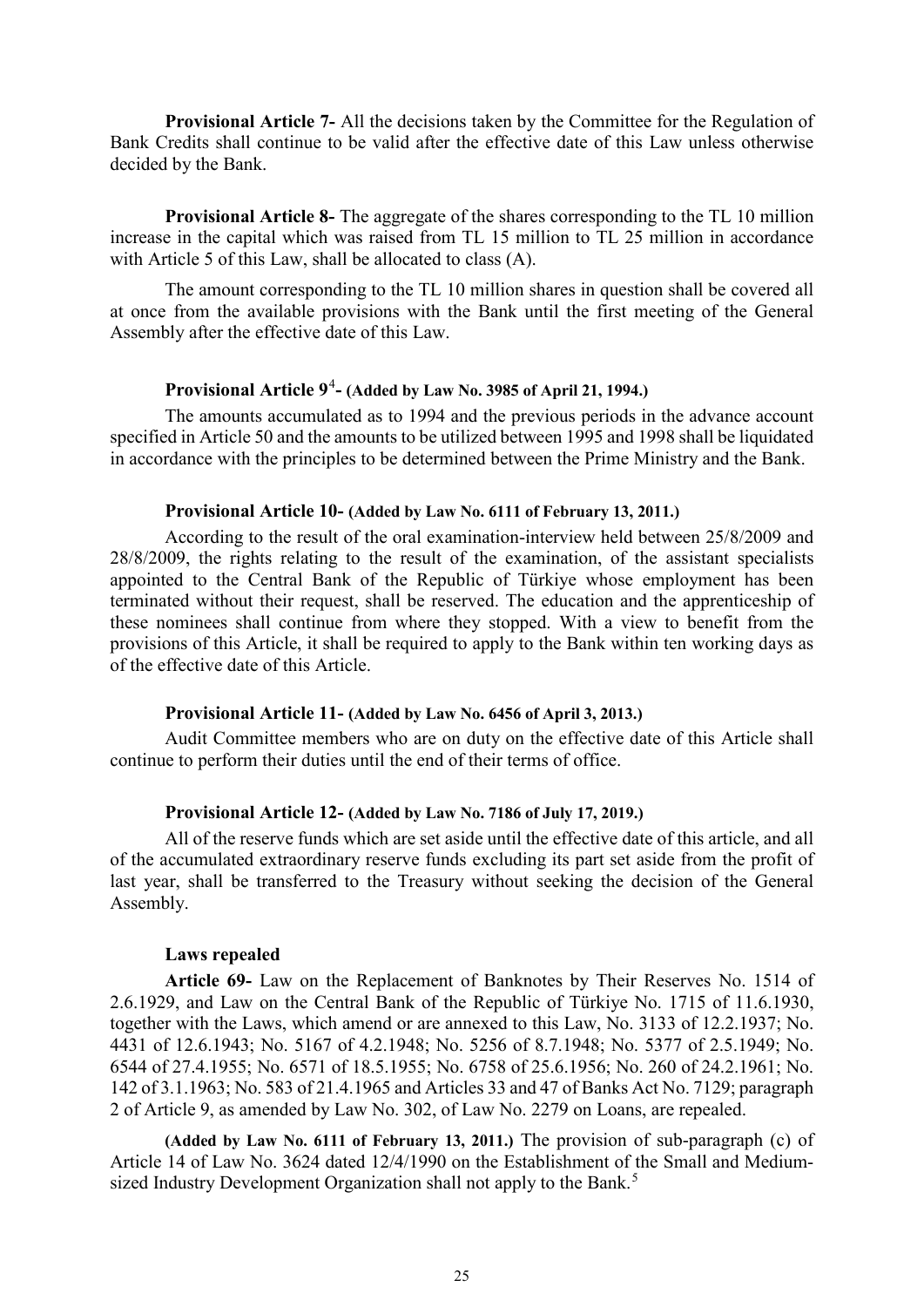**Provisional Article 7-** All the decisions taken by the Committee for the Regulation of Bank Credits shall continue to be valid after the effective date of this Law unless otherwise decided by the Bank.

**Provisional Article 8-** The aggregate of the shares corresponding to the TL 10 million increase in the capital which was raised from TL 15 million to TL 25 million in accordance with Article 5 of this Law, shall be allocated to class (A).

The amount corresponding to the TL 10 million shares in question shall be covered all at once from the available provisions with the Bank until the first meeting of the General Assembly after the effective date of this Law.

**Provisional Article 9[4]- (Added by Law No. 3985 of April 21, 1994.)**

The amounts accumulated as to 1994 and the previous periods in the advance account specified in Article 50 and the amounts to be utilized between 1995 and 1998 shall be liquidated in accordance with the principles to be determined between the Prime Ministry and the Bank.

**Provisional Article 10- (Added by Law No. 6111 of February 13, 2011.)**

According to the result of the oral examination-interview held between 25/8/2009 and 28/8/2009, the rights relating to the result of the examination, of the assistant specialists appointed to the Central Bank of the Republic of Türkiye whose employment has been terminated without their request, shall be reserved. The education and the apprenticeship of these nominees shall continue from where they stopped. With a view to benefit from the provisions of this Article, it shall be required to apply to the Bank within ten working days as of the effective date of this Article.

**Provisional Article 11- (Added by Law No. 6456 of April 3, 2013.)**

Audit Committee members who are on duty on the effective date of this Article shall continue to perform their duties until the end of their terms of office.

**Provisional Article 12- (Added by Law No. 7186 of July 17, 2019.)**

All of the reserve funds which are set aside until the effective date of this article, and all of the accumulated extraordinary reserve funds excluding its part set aside from the profit of last year, shall be transferred to the Treasury without seeking the decision of the General Assembly.

**Laws repealed**

**Article 69-** Law on the Replacement of Banknotes by Their Reserves No. 1514 of 2.6.1929, and Law on the Central Bank of the Republic of Türkiye No. 1715 of 11.6.1930, together with the Laws, which amend or are annexed to this Law, No. 3133 of 12.2.1937; No. 4431 of 12.6.1943; No. 5167 of 4.2.1948; No. 5256 of 8.7.1948; No. 5377 of 2.5.1949; No. 6544 of 27.4.1955; No. 6571 of 18.5.1955; No. 6758 of 25.6.1956; No. 260 of 24.2.1961; No. 142 of 3.1.1963; No. 583 of 21.4.1965 and Articles 33 and 47 of Banks Act No. 7129; paragraph 2 of Article 9, as amended by Law No. 302, of Law No. 2279 on Loans, are repealed.

**(Added by Law No. 6111 of February 13, 2011.)** The provision of sub-paragraph (c) of Article 14 of Law No. 3624 dated 12/4/1990 on the Establishment of the Small and Medium-sized Industry Development Organization shall not apply to the Bank.[5]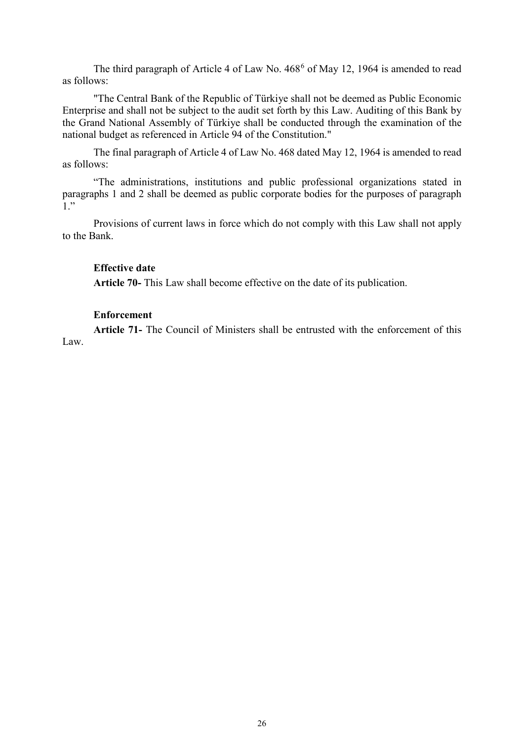The third paragraph of Article 4 of Law No. 468[6] of May 12, 1964 is amended to read as follows:

"The Central Bank of the Republic of Türkiye shall not be deemed as Public Economic Enterprise and shall not be subject to the audit set forth by this Law. Auditing of this Bank by the Grand National Assembly of Türkiye shall be conducted through the examination of the national budget as referenced in Article 94 of the Constitution."

The final paragraph of Article 4 of Law No. 468 dated May 12, 1964 is amended to read as follows:

"The administrations, institutions and public professional organizations stated in paragraphs 1 and 2 shall be deemed as public corporate bodies for the purposes of paragraph 1."

Provisions of current laws in force which do not comply with this Law shall not apply to the Bank.

**Effective date**

**Article 70-** This Law shall become effective on the date of its publication.

**Enforcement**

**Article 71-** The Council of Ministers shall be entrusted with the enforcement of this Law.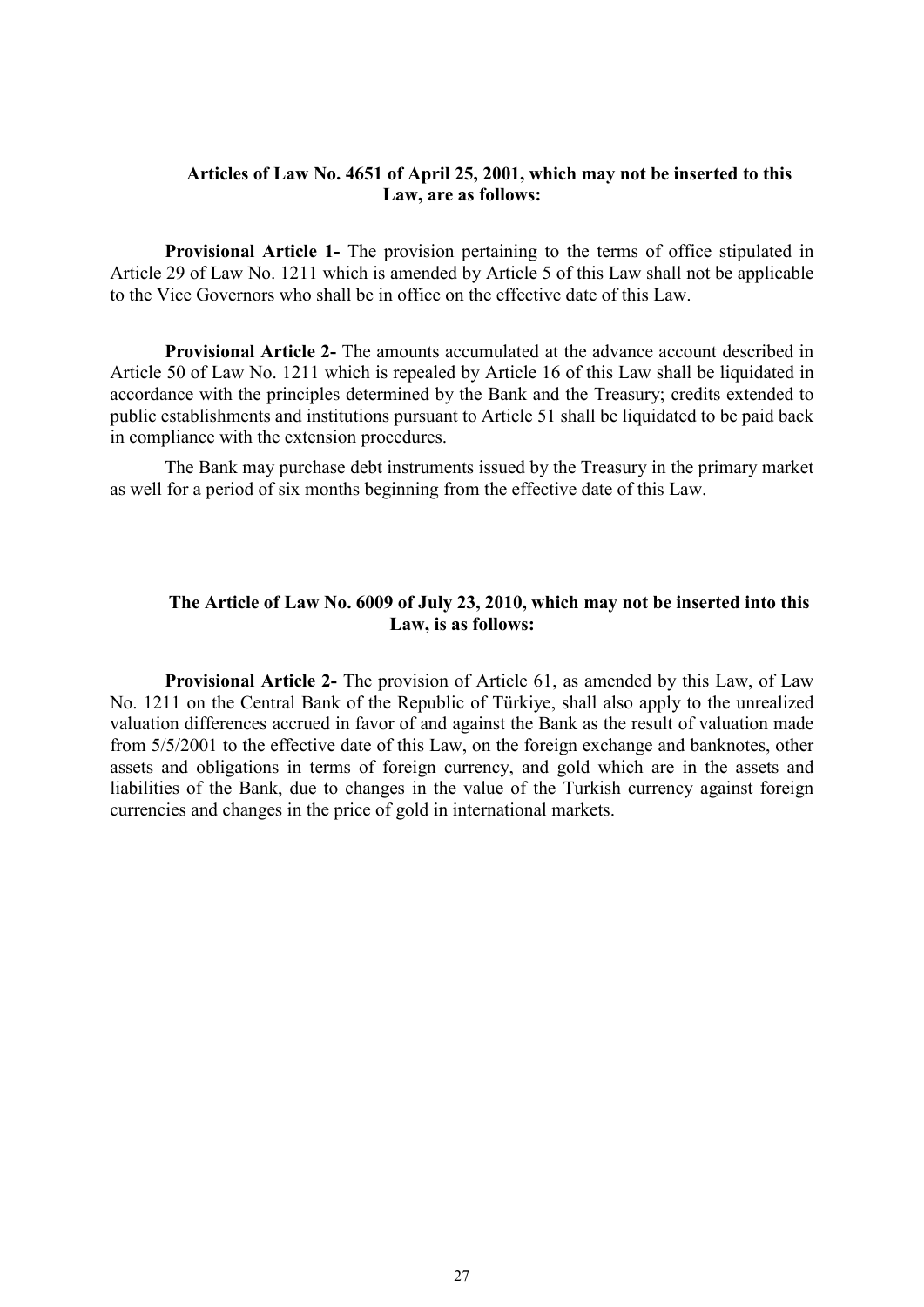**Articles of Law No. 4651 of April 25, 2001, which may not be inserted to this Law, are as follows:**

**Provisional Article 1-** The provision pertaining to the terms of office stipulated in Article 29 of Law No. 1211 which is amended by Article 5 of this Law shall not be applicable to the Vice Governors who shall be in office on the effective date of this Law.

**Provisional Article 2-** The amounts accumulated at the advance account described in Article 50 of Law No. 1211 which is repealed by Article 16 of this Law shall be liquidated in accordance with the principles determined by the Bank and the Treasury; credits extended to public establishments and institutions pursuant to Article 51 shall be liquidated to be paid back in compliance with the extension procedures.

The Bank may purchase debt instruments issued by the Treasury in the primary market as well for a period of six months beginning from the effective date of this Law.

**The Article of Law No. 6009 of July 23, 2010, which may not be inserted into this Law, is as follows:**

**Provisional Article 2-** The provision of Article 61, as amended by this Law, of Law No. 1211 on the Central Bank of the Republic of Türkiye, shall also apply to the unrealized valuation differences accrued in favor of and against the Bank as the result of valuation made from 5/5/2001 to the effective date of this Law, on the foreign exchange and banknotes, other assets and obligations in terms of foreign currency, and gold which are in the assets and liabilities of the Bank, due to changes in the value of the Turkish currency against foreign currencies and changes in the price of gold in international markets.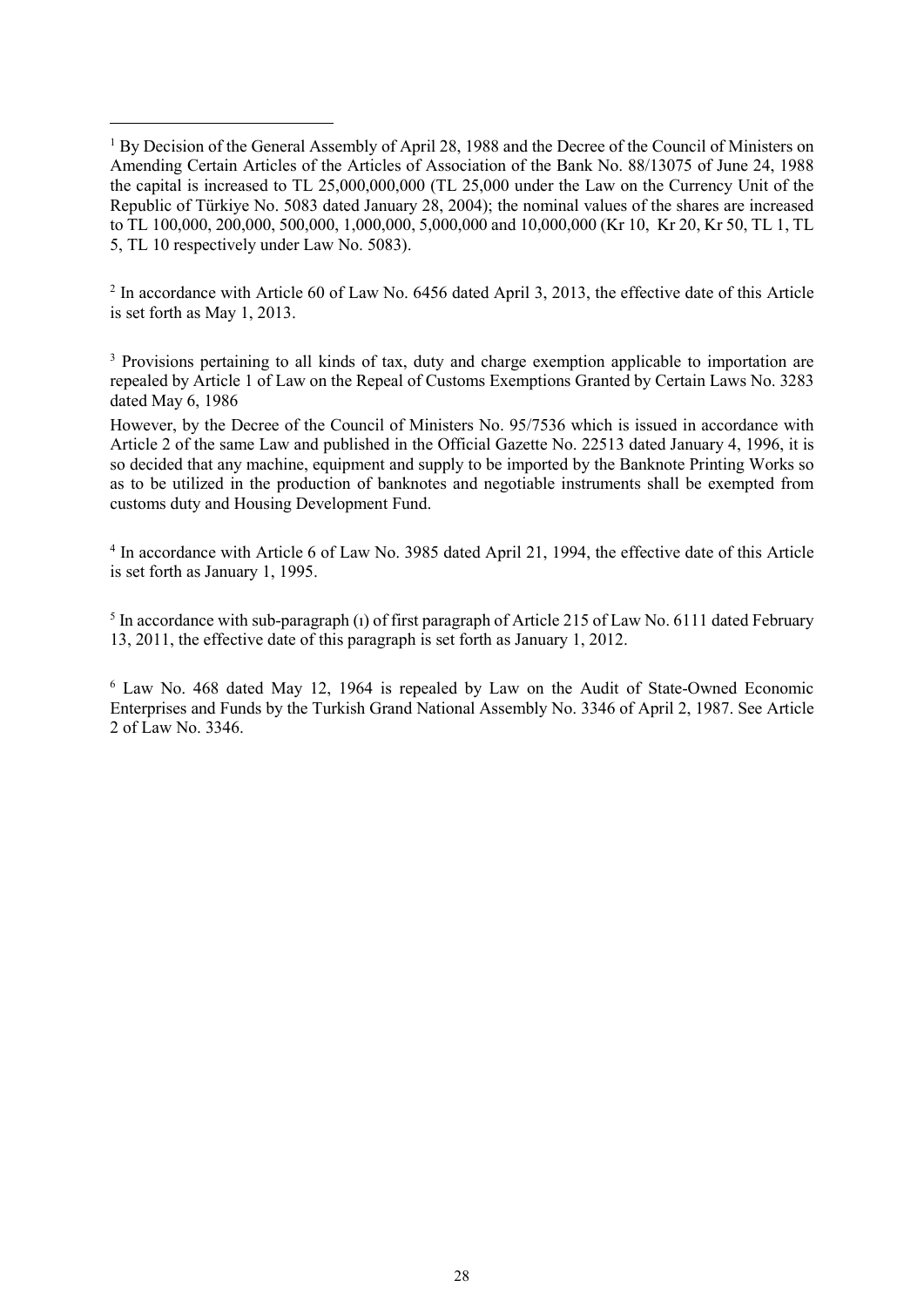[1] By Decision of the General Assembly of April 28, 1988 and the Decree of the Council of Ministers on Amending Certain Articles of the Articles of Association of the Bank No. 88/13075 of June 24, 1988 the capital is increased to TL 25,000,000,000 (TL 25,000 under the Law on the Currency Unit of the Republic of Türkiye No. 5083 dated January 28, 2004); the nominal values of the shares are increased to TL 100,000, 200,000, 500,000, 1,000,000, 5,000,000 and 10,000,000 (Kr 10, Kr 20, Kr 50, TL 1, TL 5, TL 10 respectively under Law No. 5083).

[2] In accordance with Article 60 of Law No. 6456 dated April 3, 2013, the effective date of this Article is set forth as May 1, 2013.

[3] Provisions pertaining to all kinds of tax, duty and charge exemption applicable to importation are repealed by Article 1 of Law on the Repeal of Customs Exemptions Granted by Certain Laws No. 3283 dated May 6, 1986

However, by the Decree of the Council of Ministers No. 95/7536 which is issued in accordance with Article 2 of the same Law and published in the Official Gazette No. 22513 dated January 4, 1996, it is so decided that any machine, equipment and supply to be imported by the Banknote Printing Works so as to be utilized in the production of banknotes and negotiable instruments shall be exempted from customs duty and Housing Development Fund.

[4] In accordance with Article 6 of Law No. 3985 dated April 21, 1994, the effective date of this Article is set forth as January 1, 1995.

[5] In accordance with sub-paragraph (ı) of first paragraph of Article 215 of Law No. 6111 dated February 13, 2011, the effective date of this paragraph is set forth as January 1, 2012.

[6] Law No. 468 dated May 12, 1964 is repealed by Law on the Audit of State-Owned Economic Enterprises and Funds by the Turkish Grand National Assembly No. 3346 of April 2, 1987. See Article 2 of Law No. 3346.